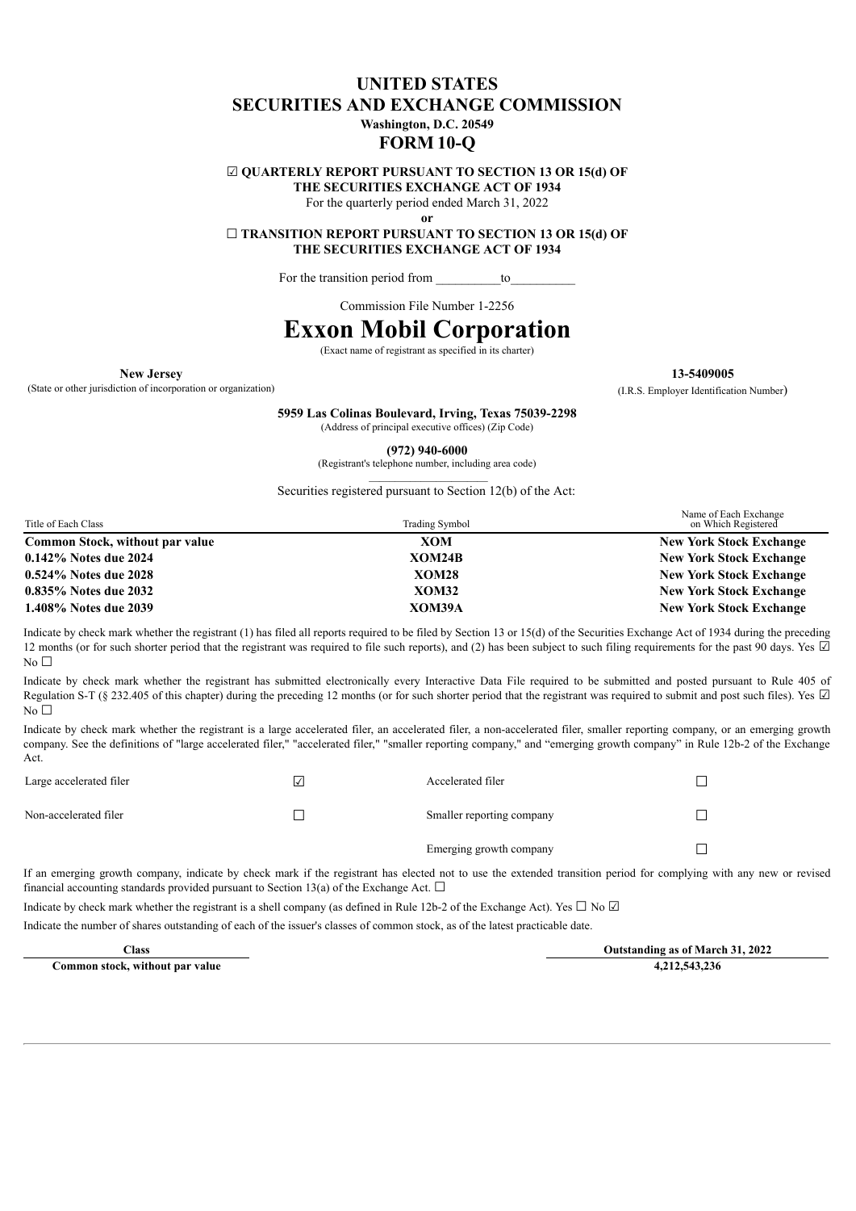# UNITED STATES
# SECURITIES AND EXCHANGE COMMISSION

**Washington, D.C. 20549**

## FORM 10-Q

☑ **QUARTERLY REPORT PURSUANT TO SECTION 13 OR 15(d) OF THE SECURITIES EXCHANGE ACT OF 1934**

For the quarterly period ended March 31, 2022

**or**

☐ **TRANSITION REPORT PURSUANT TO SECTION 13 OR 15(d) OF THE SECURITIES EXCHANGE ACT OF 1934**

For the transition period from __________to__________

Commission File Number 1-2256

# Exxon Mobil Corporation

(Exact name of registrant as specified in its charter)

| **New Jersey** | **13-5409005** |
|---|---|
| (State or other jurisdiction of incorporation or organization) | (I.R.S. Employer Identification Number) |

**5959 Las Colinas Boulevard, Irving, Texas 75039-2298**
(Address of principal executive offices) (Zip Code)

**(972) 940-6000**
(Registrant's telephone number, including area code)

Securities registered pursuant to Section 12(b) of the Act:

| Title of Each Class | Trading Symbol | Name of Each Exchange on Which Registered |
|---|---|---|
| **Common Stock, without par value** | **XOM** | **New York Stock Exchange** |
| **0.142% Notes due 2024** | **XOM24B** | **New York Stock Exchange** |
| **0.524% Notes due 2028** | **XOM28** | **New York Stock Exchange** |
| **0.835% Notes due 2032** | **XOM32** | **New York Stock Exchange** |
| **1.408% Notes due 2039** | **XOM39A** | **New York Stock Exchange** |

Indicate by check mark whether the registrant (1) has filed all reports required to be filed by Section 13 or 15(d) of the Securities Exchange Act of 1934 during the preceding 12 months (or for such shorter period that the registrant was required to file such reports), and (2) has been subject to such filing requirements for the past 90 days. Yes ☑ No ☐

Indicate by check mark whether the registrant has submitted electronically every Interactive Data File required to be submitted and posted pursuant to Rule 405 of Regulation S-T (§ 232.405 of this chapter) during the preceding 12 months (or for such shorter period that the registrant was required to submit and post such files). Yes ☑ No ☐

Indicate by check mark whether the registrant is a large accelerated filer, an accelerated filer, a non-accelerated filer, smaller reporting company, or an emerging growth company. See the definitions of "large accelerated filer," "accelerated filer," "smaller reporting company," and "emerging growth company" in Rule 12b-2 of the Exchange Act.

| | | | |
|---|---|---|---|
| Large accelerated filer | ☑ | Accelerated filer | ☐ |
| Non-accelerated filer | ☐ | Smaller reporting company | ☐ |
| | | Emerging growth company | ☐ |

If an emerging growth company, indicate by check mark if the registrant has elected not to use the extended transition period for complying with any new or revised financial accounting standards provided pursuant to Section 13(a) of the Exchange Act. ☐

Indicate by check mark whether the registrant is a shell company (as defined in Rule 12b-2 of the Exchange Act). Yes ☐ No ☑

Indicate the number of shares outstanding of each of the issuer's classes of common stock, as of the latest practicable date.

| Class | Outstanding as of March 31, 2022 |
|---|---|
| **Common stock, without par value** | **4,212,543,236** |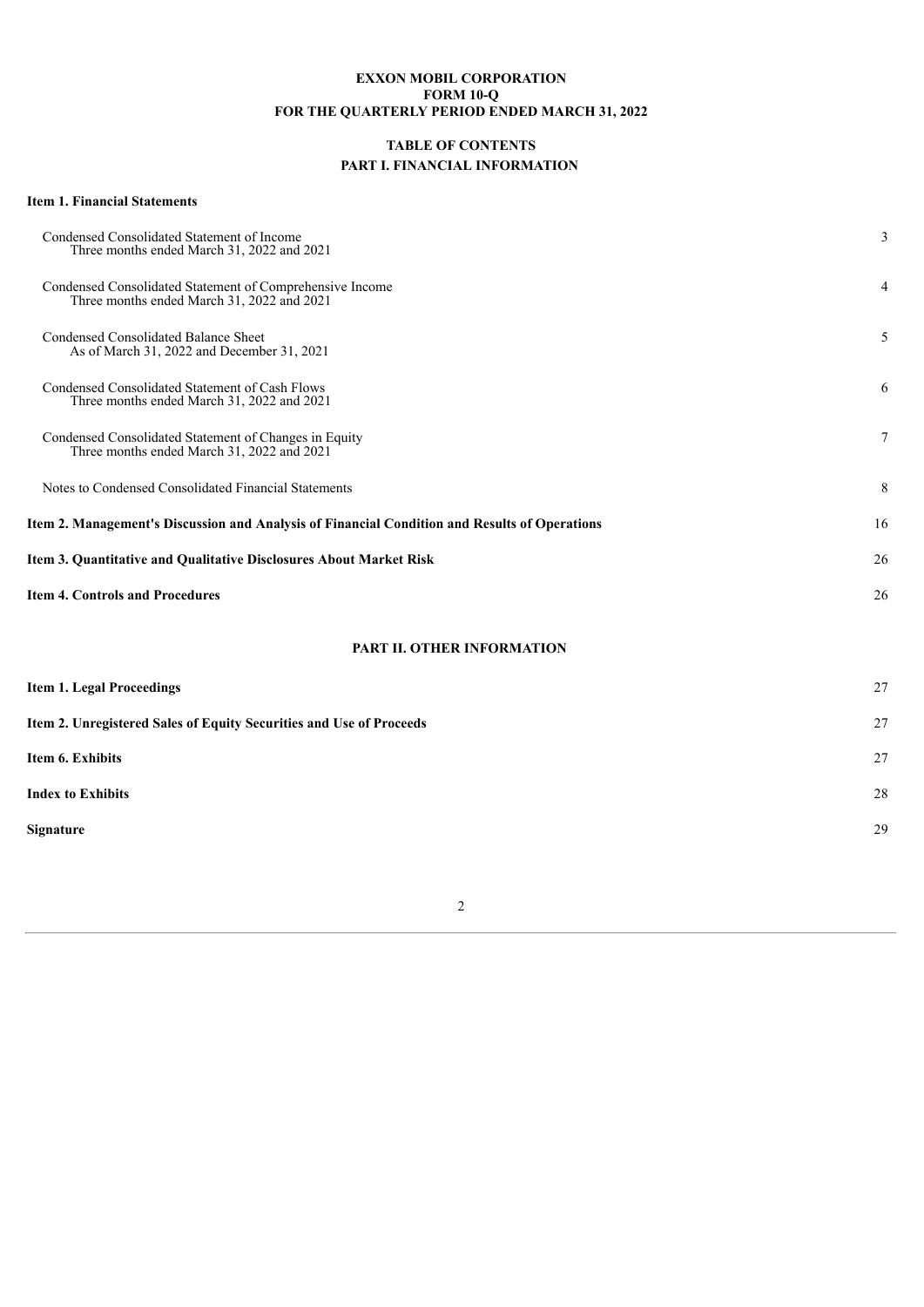**EXXON MOBIL CORPORATION**
**FORM 10-Q**
**FOR THE QUARTERLY PERIOD ENDED MARCH 31, 2022**

# TABLE OF CONTENTS

## PART I. FINANCIAL INFORMATION

| | |
|---|---|
| **Item 1. Financial Statements** | |
| Condensed Consolidated Statement of Income<br>Three months ended March 31, 2022 and 2021 | 3 |
| Condensed Consolidated Statement of Comprehensive Income<br>Three months ended March 31, 2022 and 2021 | 4 |
| Condensed Consolidated Balance Sheet<br>As of March 31, 2022 and December 31, 2021 | 5 |
| Condensed Consolidated Statement of Cash Flows<br>Three months ended March 31, 2022 and 2021 | 6 |
| Condensed Consolidated Statement of Changes in Equity<br>Three months ended March 31, 2022 and 2021 | 7 |
| Notes to Condensed Consolidated Financial Statements | 8 |
| **Item 2. Management's Discussion and Analysis of Financial Condition and Results of Operations** | 16 |
| **Item 3. Quantitative and Qualitative Disclosures About Market Risk** | 26 |
| **Item 4. Controls and Procedures** | 26 |

## PART II. OTHER INFORMATION

| | |
|---|---|
| **Item 1. Legal Proceedings** | 27 |
| **Item 2. Unregistered Sales of Equity Securities and Use of Proceeds** | 27 |
| **Item 6. Exhibits** | 27 |
| **Index to Exhibits** | 28 |
| **Signature** | 29 |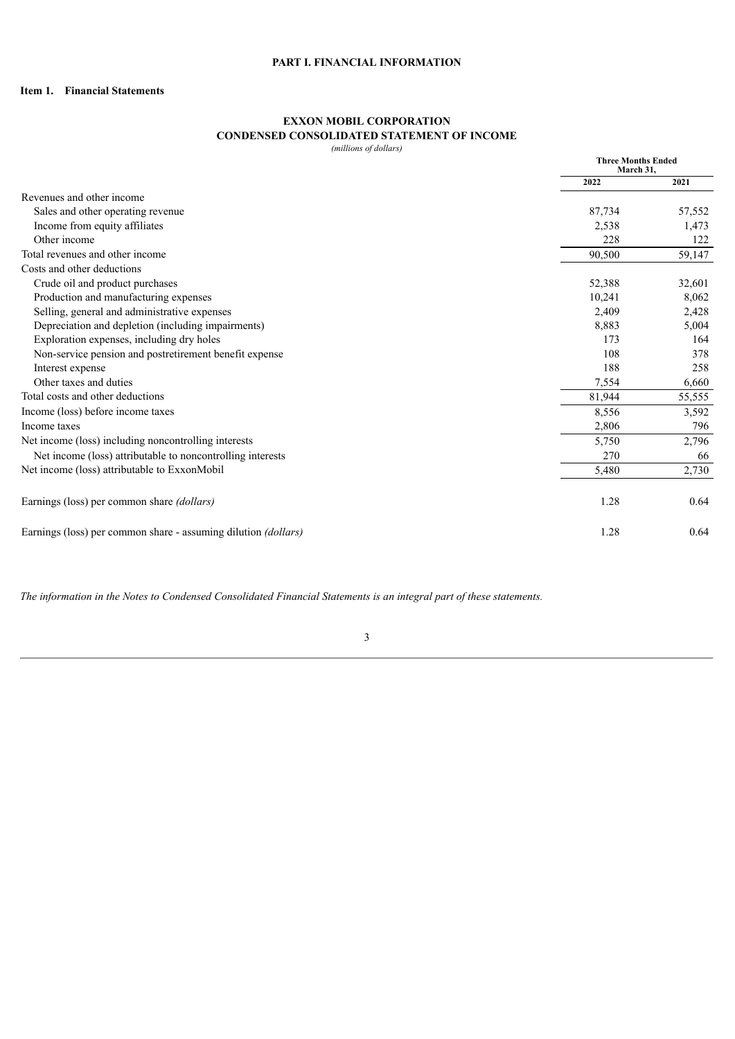# PART I. FINANCIAL INFORMATION

## Item 1. Financial Statements

### EXXON MOBIL CORPORATION
### CONDENSED CONSOLIDATED STATEMENT OF INCOME

*(millions of dollars)*

| | Three Months Ended March 31, | |
|---|---|---|
| | 2022 | 2021 |
| Revenues and other income | | |
| Sales and other operating revenue | 87,734 | 57,552 |
| Income from equity affiliates | 2,538 | 1,473 |
| Other income | 228 | 122 |
| Total revenues and other income | 90,500 | 59,147 |
| Costs and other deductions | | |
| Crude oil and product purchases | 52,388 | 32,601 |
| Production and manufacturing expenses | 10,241 | 8,062 |
| Selling, general and administrative expenses | 2,409 | 2,428 |
| Depreciation and depletion (including impairments) | 8,883 | 5,004 |
| Exploration expenses, including dry holes | 173 | 164 |
| Non-service pension and postretirement benefit expense | 108 | 378 |
| Interest expense | 188 | 258 |
| Other taxes and duties | 7,554 | 6,660 |
| Total costs and other deductions | 81,944 | 55,555 |
| Income (loss) before income taxes | 8,556 | 3,592 |
| Income taxes | 2,806 | 796 |
| Net income (loss) including noncontrolling interests | 5,750 | 2,796 |
| Net income (loss) attributable to noncontrolling interests | 270 | 66 |
| Net income (loss) attributable to ExxonMobil | 5,480 | 2,730 |
| Earnings (loss) per common share *(dollars)* | 1.28 | 0.64 |
| Earnings (loss) per common share - assuming dilution *(dollars)* | 1.28 | 0.64 |

*The information in the Notes to Condensed Consolidated Financial Statements is an integral part of these statements.*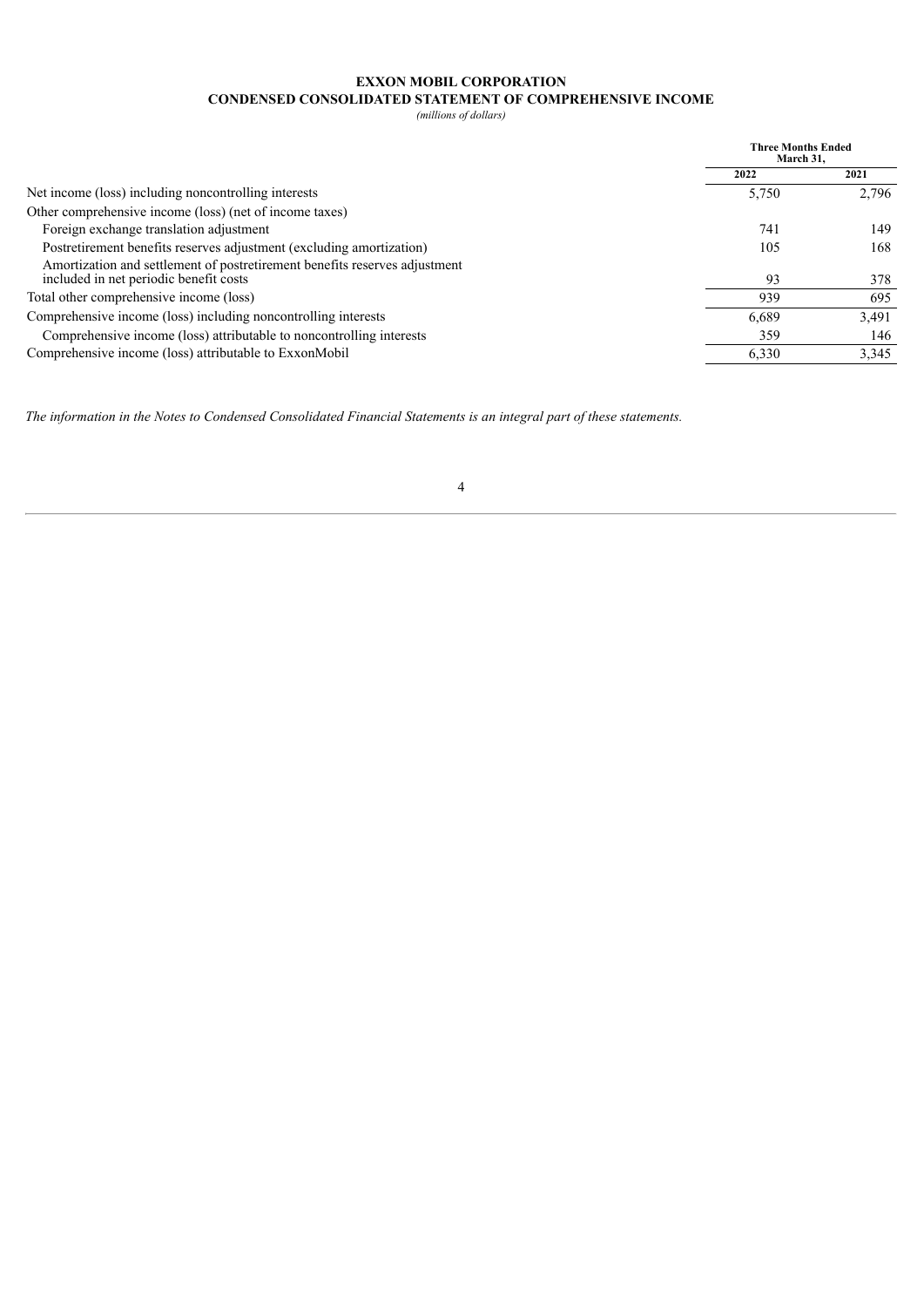**EXXON MOBIL CORPORATION**
**CONDENSED CONSOLIDATED STATEMENT OF COMPREHENSIVE INCOME**
*(millions of dollars)*

| | Three Months Ended March 31, | |
|---|---|---|
| | 2022 | 2021 |
| Net income (loss) including noncontrolling interests | 5,750 | 2,796 |
| Other comprehensive income (loss) (net of income taxes) | | |
| Foreign exchange translation adjustment | 741 | 149 |
| Postretirement benefits reserves adjustment (excluding amortization) | 105 | 168 |
| Amortization and settlement of postretirement benefits reserves adjustment included in net periodic benefit costs | 93 | 378 |
| Total other comprehensive income (loss) | 939 | 695 |
| Comprehensive income (loss) including noncontrolling interests | 6,689 | 3,491 |
| Comprehensive income (loss) attributable to noncontrolling interests | 359 | 146 |
| Comprehensive income (loss) attributable to ExxonMobil | 6,330 | 3,345 |

*The information in the Notes to Condensed Consolidated Financial Statements is an integral part of these statements.*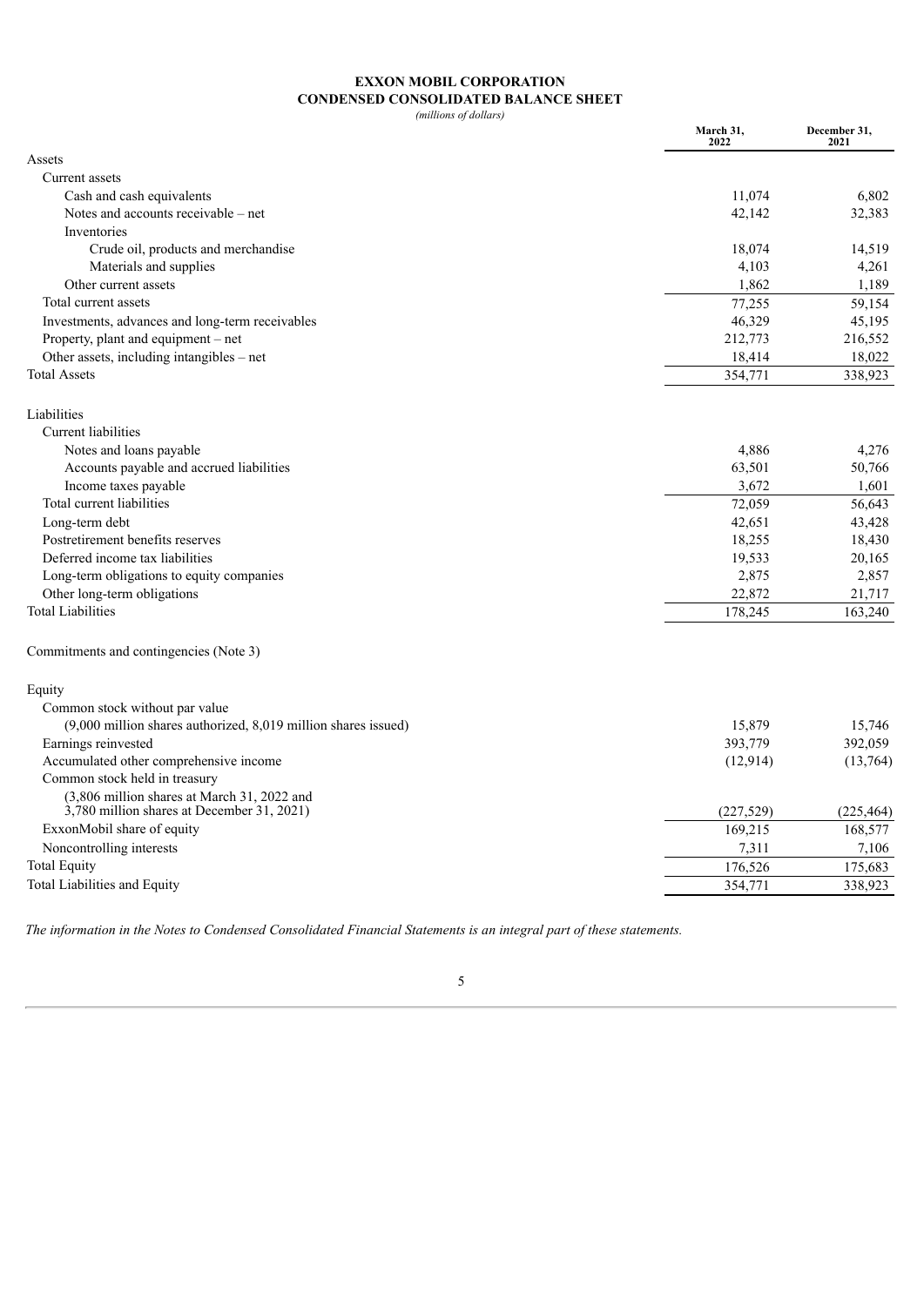**EXXON MOBIL CORPORATION**
**CONDENSED CONSOLIDATED BALANCE SHEET**
*(millions of dollars)*

| | March 31, 2022 | December 31, 2021 |
|---|---|---|
| Assets | | |
| Current assets | | |
| Cash and cash equivalents | 11,074 | 6,802 |
| Notes and accounts receivable – net | 42,142 | 32,383 |
| Inventories | | |
| Crude oil, products and merchandise | 18,074 | 14,519 |
| Materials and supplies | 4,103 | 4,261 |
| Other current assets | 1,862 | 1,189 |
| Total current assets | 77,255 | 59,154 |
| Investments, advances and long-term receivables | 46,329 | 45,195 |
| Property, plant and equipment – net | 212,773 | 216,552 |
| Other assets, including intangibles – net | 18,414 | 18,022 |
| Total Assets | 354,771 | 338,923 |
| | | |
| Liabilities | | |
| Current liabilities | | |
| Notes and loans payable | 4,886 | 4,276 |
| Accounts payable and accrued liabilities | 63,501 | 50,766 |
| Income taxes payable | 3,672 | 1,601 |
| Total current liabilities | 72,059 | 56,643 |
| Long-term debt | 42,651 | 43,428 |
| Postretirement benefits reserves | 18,255 | 18,430 |
| Deferred income tax liabilities | 19,533 | 20,165 |
| Long-term obligations to equity companies | 2,875 | 2,857 |
| Other long-term obligations | 22,872 | 21,717 |
| Total Liabilities | 178,245 | 163,240 |
| | | |
| Commitments and contingencies (Note 3) | | |
| | | |
| Equity | | |
| Common stock without par value | | |
| (9,000 million shares authorized, 8,019 million shares issued) | 15,879 | 15,746 |
| Earnings reinvested | 393,779 | 392,059 |
| Accumulated other comprehensive income | (12,914) | (13,764) |
| Common stock held in treasury | | |
| (3,806 million shares at March 31, 2022 and 3,780 million shares at December 31, 2021) | (227,529) | (225,464) |
| ExxonMobil share of equity | 169,215 | 168,577 |
| Noncontrolling interests | 7,311 | 7,106 |
| Total Equity | 176,526 | 175,683 |
| Total Liabilities and Equity | 354,771 | 338,923 |

*The information in the Notes to Condensed Consolidated Financial Statements is an integral part of these statements.*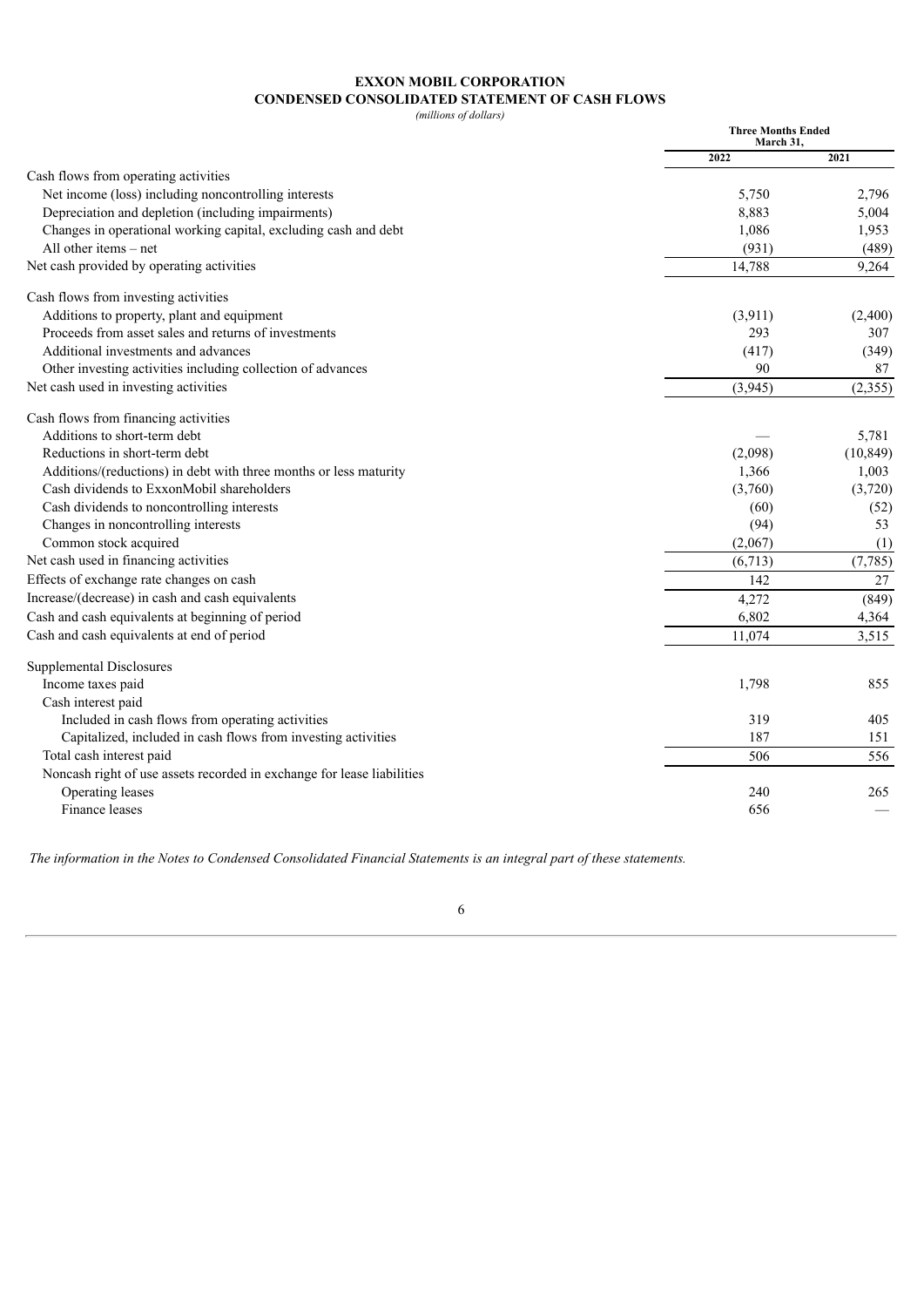# EXXON MOBIL CORPORATION

## CONDENSED CONSOLIDATED STATEMENT OF CASH FLOWS

*(millions of dollars)*

| | Three Months Ended March 31, | |
|---|---|---|
| | 2022 | 2021 |
| Cash flows from operating activities | | |
| Net income (loss) including noncontrolling interests | 5,750 | 2,796 |
| Depreciation and depletion (including impairments) | 8,883 | 5,004 |
| Changes in operational working capital, excluding cash and debt | 1,086 | 1,953 |
| All other items – net | (931) | (489) |
| Net cash provided by operating activities | 14,788 | 9,264 |
| Cash flows from investing activities | | |
| Additions to property, plant and equipment | (3,911) | (2,400) |
| Proceeds from asset sales and returns of investments | 293 | 307 |
| Additional investments and advances | (417) | (349) |
| Other investing activities including collection of advances | 90 | 87 |
| Net cash used in investing activities | (3,945) | (2,355) |
| Cash flows from financing activities | | |
| Additions to short-term debt | — | 5,781 |
| Reductions in short-term debt | (2,098) | (10,849) |
| Additions/(reductions) in debt with three months or less maturity | 1,366 | 1,003 |
| Cash dividends to ExxonMobil shareholders | (3,760) | (3,720) |
| Cash dividends to noncontrolling interests | (60) | (52) |
| Changes in noncontrolling interests | (94) | 53 |
| Common stock acquired | (2,067) | (1) |
| Net cash used in financing activities | (6,713) | (7,785) |
| Effects of exchange rate changes on cash | 142 | 27 |
| Increase/(decrease) in cash and cash equivalents | 4,272 | (849) |
| Cash and cash equivalents at beginning of period | 6,802 | 4,364 |
| Cash and cash equivalents at end of period | 11,074 | 3,515 |
| Supplemental Disclosures | | |
| Income taxes paid | 1,798 | 855 |
| Cash interest paid | | |
| Included in cash flows from operating activities | 319 | 405 |
| Capitalized, included in cash flows from investing activities | 187 | 151 |
| Total cash interest paid | 506 | 556 |
| Noncash right of use assets recorded in exchange for lease liabilities | | |
| Operating leases | 240 | 265 |
| Finance leases | 656 | — |

*The information in the Notes to Condensed Consolidated Financial Statements is an integral part of these statements.*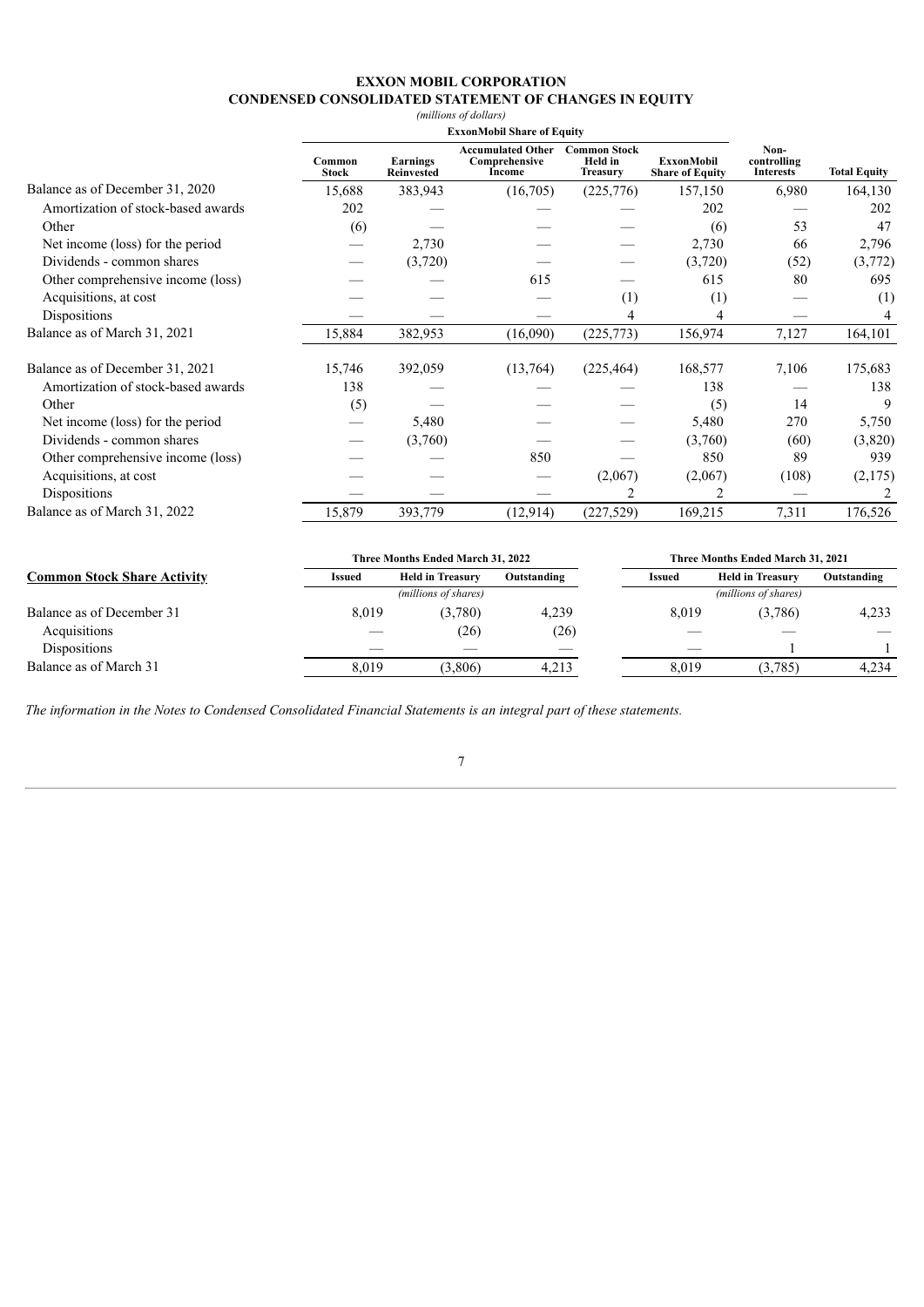# EXXON MOBIL CORPORATION

## CONDENSED CONSOLIDATED STATEMENT OF CHANGES IN EQUITY

*(millions of dollars)*

| | ExxonMobil Share of Equity | | | | | | |
|---|---|---|---|---|---|---|---|
| | Common Stock | Earnings Reinvested | Accumulated Other Comprehensive Income | Common Stock Held in Treasury | ExxonMobil Share of Equity | Non-controlling Interests | Total Equity |
| Balance as of December 31, 2020 | 15,688 | 383,943 | (16,705) | (225,776) | 157,150 | 6,980 | 164,130 |
| Amortization of stock-based awards | 202 | — | — | — | 202 | — | 202 |
| Other | (6) | — | — | — | (6) | 53 | 47 |
| Net income (loss) for the period | — | 2,730 | — | — | 2,730 | 66 | 2,796 |
| Dividends - common shares | — | (3,720) | — | — | (3,720) | (52) | (3,772) |
| Other comprehensive income (loss) | — | — | 615 | — | 615 | 80 | 695 |
| Acquisitions, at cost | — | — | — | (1) | (1) | — | (1) |
| Dispositions | — | — | — | 4 | 4 | — | 4 |
| Balance as of March 31, 2021 | 15,884 | 382,953 | (16,090) | (225,773) | 156,974 | 7,127 | 164,101 |
| | | | | | | | |
| Balance as of December 31, 2021 | 15,746 | 392,059 | (13,764) | (225,464) | 168,577 | 7,106 | 175,683 |
| Amortization of stock-based awards | 138 | — | — | — | 138 | — | 138 |
| Other | (5) | — | — | — | (5) | 14 | 9 |
| Net income (loss) for the period | — | 5,480 | — | — | 5,480 | 270 | 5,750 |
| Dividends - common shares | — | (3,760) | — | — | (3,760) | (60) | (3,820) |
| Other comprehensive income (loss) | — | — | 850 | — | 850 | 89 | 939 |
| Acquisitions, at cost | — | — | — | (2,067) | (2,067) | (108) | (2,175) |
| Dispositions | — | — | — | 2 | 2 | — | 2 |
| Balance as of March 31, 2022 | 15,879 | 393,779 | (12,914) | (227,529) | 169,215 | 7,311 | 176,526 |

| | Three Months Ended March 31, 2022 | | | Three Months Ended March 31, 2021 | | |
|---|---|---|---|---|---|---|
| **Common Stock Share Activity** | Issued | Held in Treasury | Outstanding | Issued | Held in Treasury | Outstanding |
| | | *(millions of shares)* | | | *(millions of shares)* | |
| Balance as of December 31 | 8,019 | (3,780) | 4,239 | 8,019 | (3,786) | 4,233 |
| Acquisitions | — | (26) | (26) | — | — | — |
| Dispositions | — | — | — | — | 1 | 1 |
| Balance as of March 31 | 8,019 | (3,806) | 4,213 | 8,019 | (3,785) | 4,234 |

*The information in the Notes to Condensed Consolidated Financial Statements is an integral part of these statements.*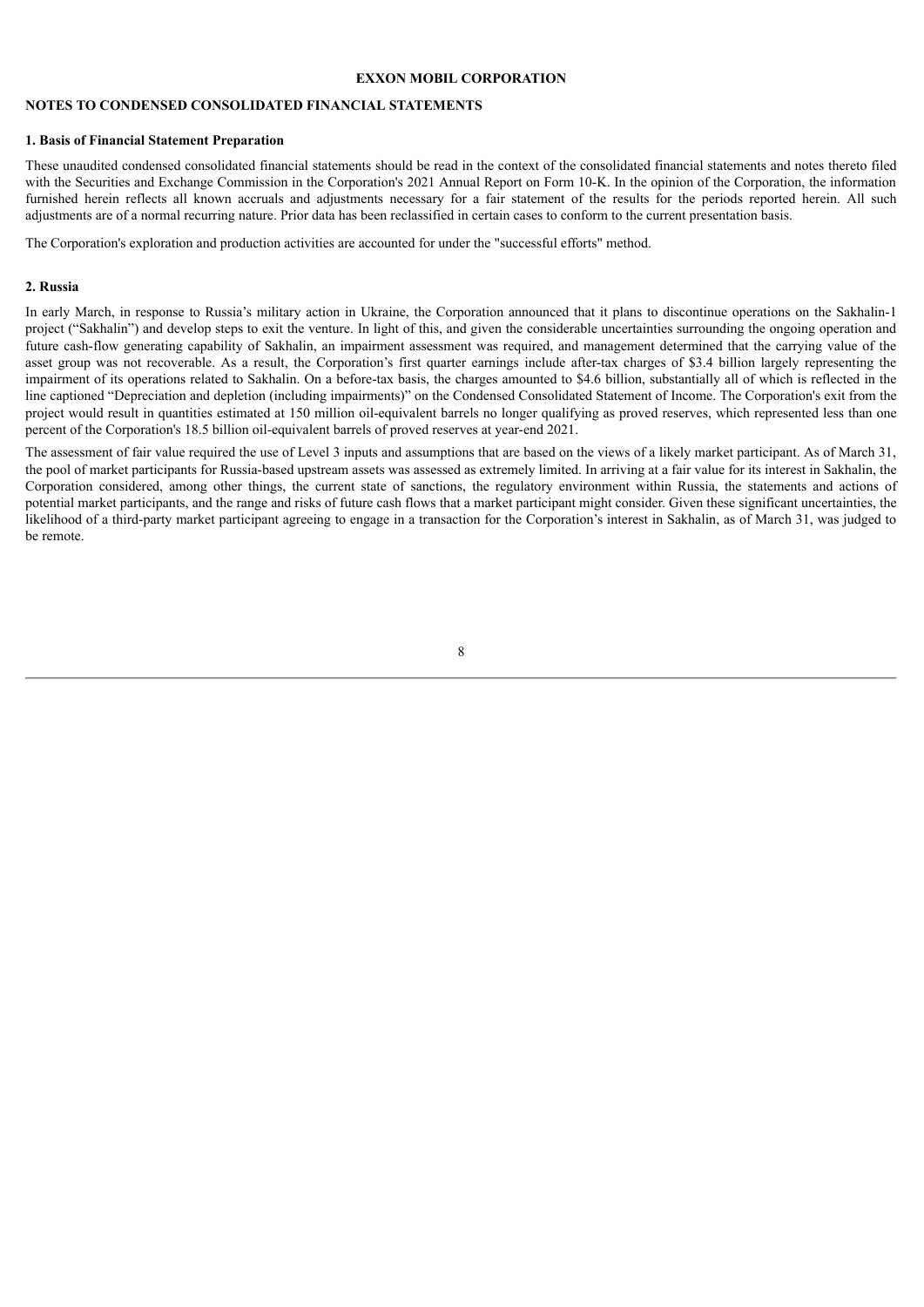**EXXON MOBIL CORPORATION**

## NOTES TO CONDENSED CONSOLIDATED FINANCIAL STATEMENTS

### 1. Basis of Financial Statement Preparation

These unaudited condensed consolidated financial statements should be read in the context of the consolidated financial statements and notes thereto filed with the Securities and Exchange Commission in the Corporation's 2021 Annual Report on Form 10-K. In the opinion of the Corporation, the information furnished herein reflects all known accruals and adjustments necessary for a fair statement of the results for the periods reported herein. All such adjustments are of a normal recurring nature. Prior data has been reclassified in certain cases to conform to the current presentation basis.

The Corporation's exploration and production activities are accounted for under the "successful efforts" method.

### 2. Russia

In early March, in response to Russia's military action in Ukraine, the Corporation announced that it plans to discontinue operations on the Sakhalin-1 project ("Sakhalin") and develop steps to exit the venture. In light of this, and given the considerable uncertainties surrounding the ongoing operation and future cash-flow generating capability of Sakhalin, an impairment assessment was required, and management determined that the carrying value of the asset group was not recoverable. As a result, the Corporation's first quarter earnings include after-tax charges of $3.4 billion largely representing the impairment of its operations related to Sakhalin. On a before-tax basis, the charges amounted to $4.6 billion, substantially all of which is reflected in the line captioned "Depreciation and depletion (including impairments)" on the Condensed Consolidated Statement of Income. The Corporation's exit from the project would result in quantities estimated at 150 million oil-equivalent barrels no longer qualifying as proved reserves, which represented less than one percent of the Corporation's 18.5 billion oil-equivalent barrels of proved reserves at year-end 2021.

The assessment of fair value required the use of Level 3 inputs and assumptions that are based on the views of a likely market participant. As of March 31, the pool of market participants for Russia-based upstream assets was assessed as extremely limited. In arriving at a fair value for its interest in Sakhalin, the Corporation considered, among other things, the current state of sanctions, the regulatory environment within Russia, the statements and actions of potential market participants, and the range and risks of future cash flows that a market participant might consider. Given these significant uncertainties, the likelihood of a third-party market participant agreeing to engage in a transaction for the Corporation's interest in Sakhalin, as of March 31, was judged to be remote.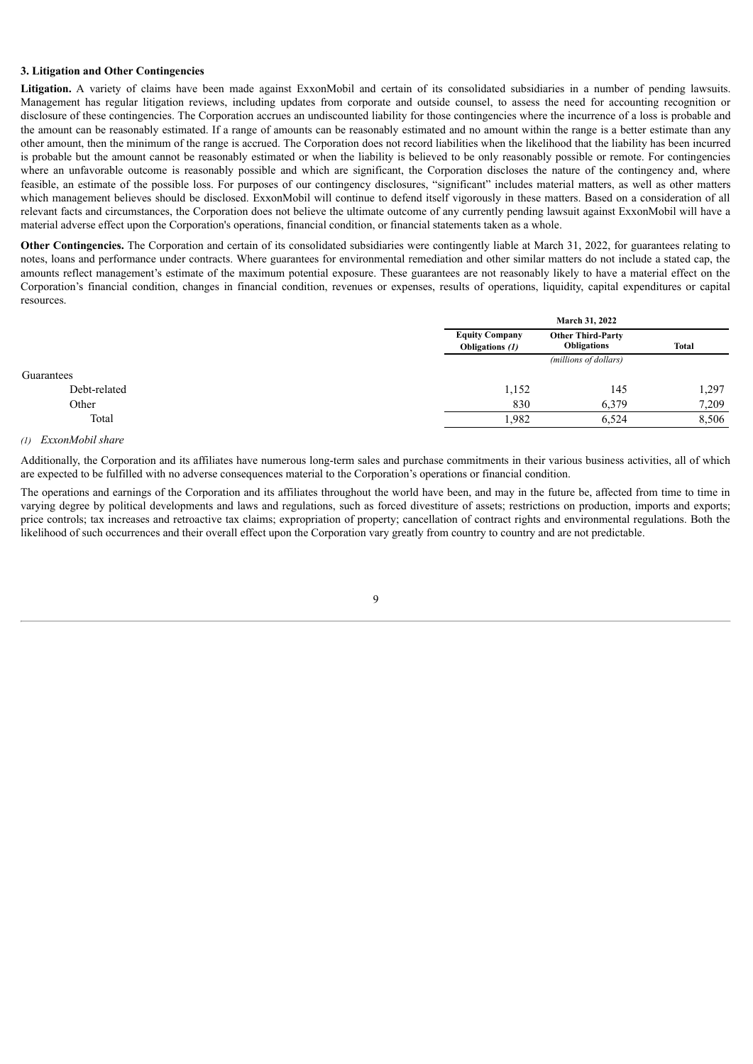### 3. Litigation and Other Contingencies

**Litigation.** A variety of claims have been made against ExxonMobil and certain of its consolidated subsidiaries in a number of pending lawsuits. Management has regular litigation reviews, including updates from corporate and outside counsel, to assess the need for accounting recognition or disclosure of these contingencies. The Corporation accrues an undiscounted liability for those contingencies where the incurrence of a loss is probable and the amount can be reasonably estimated. If a range of amounts can be reasonably estimated and no amount within the range is a better estimate than any other amount, then the minimum of the range is accrued. The Corporation does not record liabilities when the likelihood that the liability has been incurred is probable but the amount cannot be reasonably estimated or when the liability is believed to be only reasonably possible or remote. For contingencies where an unfavorable outcome is reasonably possible and which are significant, the Corporation discloses the nature of the contingency and, where feasible, an estimate of the possible loss. For purposes of our contingency disclosures, "significant" includes material matters, as well as other matters which management believes should be disclosed. ExxonMobil will continue to defend itself vigorously in these matters. Based on a consideration of all relevant facts and circumstances, the Corporation does not believe the ultimate outcome of any currently pending lawsuit against ExxonMobil will have a material adverse effect upon the Corporation's operations, financial condition, or financial statements taken as a whole.

**Other Contingencies.** The Corporation and certain of its consolidated subsidiaries were contingently liable at March 31, 2022, for guarantees relating to notes, loans and performance under contracts. Where guarantees for environmental remediation and other similar matters do not include a stated cap, the amounts reflect management's estimate of the maximum potential exposure. These guarantees are not reasonably likely to have a material effect on the Corporation's financial condition, changes in financial condition, revenues or expenses, results of operations, liquidity, capital expenditures or capital resources.

| | March 31, 2022 | | |
|---|---|---|---|
| | **Equity Company Obligations** *(1)* | **Other Third-Party Obligations** | **Total** |
| | | *(millions of dollars)* | |
| Guarantees | | | |
| Debt-related | 1,152 | 145 | 1,297 |
| Other | 830 | 6,379 | 7,209 |
| Total | 1,982 | 6,524 | 8,506 |

*(1) ExxonMobil share*

Additionally, the Corporation and its affiliates have numerous long-term sales and purchase commitments in their various business activities, all of which are expected to be fulfilled with no adverse consequences material to the Corporation's operations or financial condition.

The operations and earnings of the Corporation and its affiliates throughout the world have been, and may in the future be, affected from time to time in varying degree by political developments and laws and regulations, such as forced divestiture of assets; restrictions on production, imports and exports; price controls; tax increases and retroactive tax claims; expropriation of property; cancellation of contract rights and environmental regulations. Both the likelihood of such occurrences and their overall effect upon the Corporation vary greatly from country to country and are not predictable.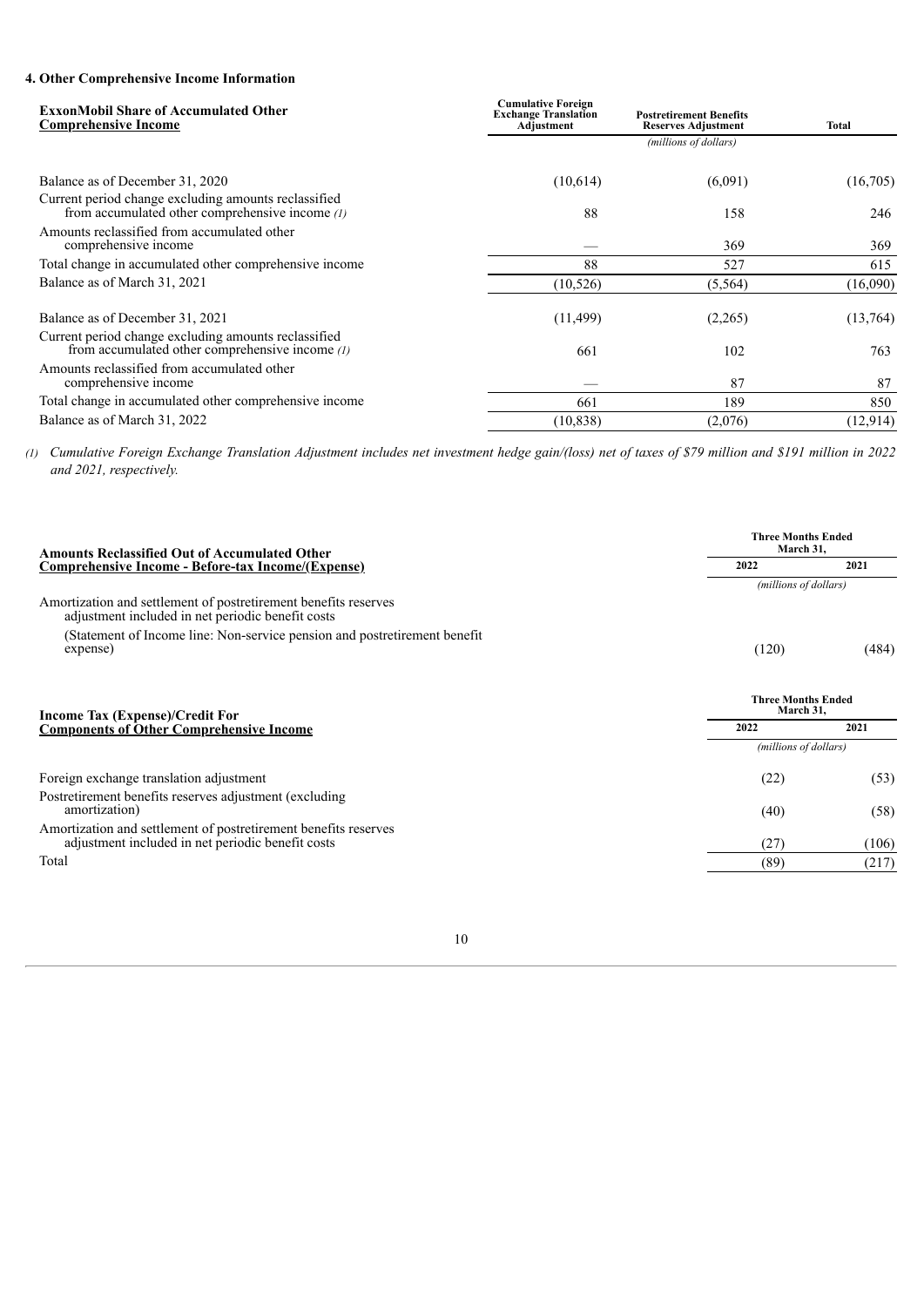### 4. Other Comprehensive Income Information

| **ExxonMobil Share of Accumulated Other Comprehensive Income** | **Cumulative Foreign Exchange Translation Adjustment** | **Postretirement Benefits Reserves Adjustment** | **Total** |
|---|---|---|---|
| | | *(millions of dollars)* | |
| Balance as of December 31, 2020 | (10,614) | (6,091) | (16,705) |
| Current period change excluding amounts reclassified from accumulated other comprehensive income *(1)* | 88 | 158 | 246 |
| Amounts reclassified from accumulated other comprehensive income | — | 369 | 369 |
| Total change in accumulated other comprehensive income | 88 | 527 | 615 |
| Balance as of March 31, 2021 | (10,526) | (5,564) | (16,090) |
| | | | |
| Balance as of December 31, 2021 | (11,499) | (2,265) | (13,764) |
| Current period change excluding amounts reclassified from accumulated other comprehensive income *(1)* | 661 | 102 | 763 |
| Amounts reclassified from accumulated other comprehensive income | — | 87 | 87 |
| Total change in accumulated other comprehensive income | 661 | 189 | 850 |
| Balance as of March 31, 2022 | (10,838) | (2,076) | (12,914) |

*(1) Cumulative Foreign Exchange Translation Adjustment includes net investment hedge gain/(loss) net of taxes of $79 million and $191 million in 2022 and 2021, respectively.*

| **Amounts Reclassified Out of Accumulated Other Comprehensive Income - Before-tax Income/(Expense)** | **Three Months Ended March 31, 2022** | **2021** |
|---|---|---|
| | *(millions of dollars)* | |
| Amortization and settlement of postretirement benefits reserves adjustment included in net periodic benefit costs | | |
| (Statement of Income line: Non-service pension and postretirement benefit expense) | (120) | (484) |

| **Income Tax (Expense)/Credit For Components of Other Comprehensive Income** | **Three Months Ended March 31, 2022** | **2021** |
|---|---|---|
| | *(millions of dollars)* | |
| Foreign exchange translation adjustment | (22) | (53) |
| Postretirement benefits reserves adjustment (excluding amortization) | (40) | (58) |
| Amortization and settlement of postretirement benefits reserves adjustment included in net periodic benefit costs | (27) | (106) |
| Total | (89) | (217) |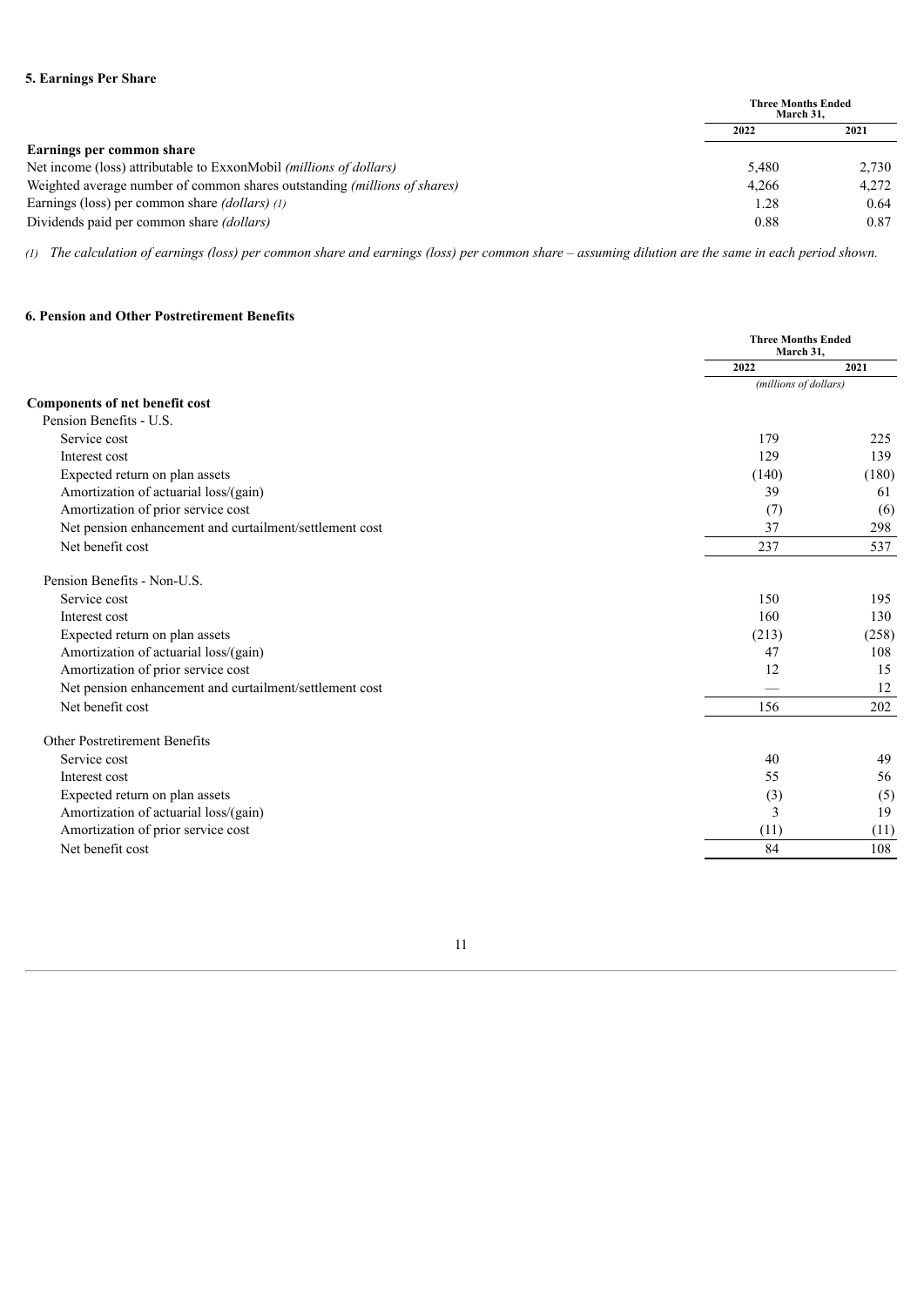### 5. Earnings Per Share

| | Three Months Ended March 31, | |
|---|---|---|
| | 2022 | 2021 |
| **Earnings per common share** | | |
| Net income (loss) attributable to ExxonMobil *(millions of dollars)* | 5,480 | 2,730 |
| Weighted average number of common shares outstanding *(millions of shares)* | 4,266 | 4,272 |
| Earnings (loss) per common share *(dollars)* (1) | 1.28 | 0.64 |
| Dividends paid per common share *(dollars)* | 0.88 | 0.87 |

*(1) The calculation of earnings (loss) per common share and earnings (loss) per common share – assuming dilution are the same in each period shown.*

### 6. Pension and Other Postretirement Benefits

| | Three Months Ended March 31, | |
|---|---|---|
| | 2022 | 2021 |
| | *(millions of dollars)* | |
| **Components of net benefit cost** | | |
| Pension Benefits - U.S. | | |
| Service cost | 179 | 225 |
| Interest cost | 129 | 139 |
| Expected return on plan assets | (140) | (180) |
| Amortization of actuarial loss/(gain) | 39 | 61 |
| Amortization of prior service cost | (7) | (6) |
| Net pension enhancement and curtailment/settlement cost | 37 | 298 |
| Net benefit cost | 237 | 537 |
| Pension Benefits - Non-U.S. | | |
| Service cost | 150 | 195 |
| Interest cost | 160 | 130 |
| Expected return on plan assets | (213) | (258) |
| Amortization of actuarial loss/(gain) | 47 | 108 |
| Amortization of prior service cost | 12 | 15 |
| Net pension enhancement and curtailment/settlement cost | — | 12 |
| Net benefit cost | 156 | 202 |
| Other Postretirement Benefits | | |
| Service cost | 40 | 49 |
| Interest cost | 55 | 56 |
| Expected return on plan assets | (3) | (5) |
| Amortization of actuarial loss/(gain) | 3 | 19 |
| Amortization of prior service cost | (11) | (11) |
| Net benefit cost | 84 | 108 |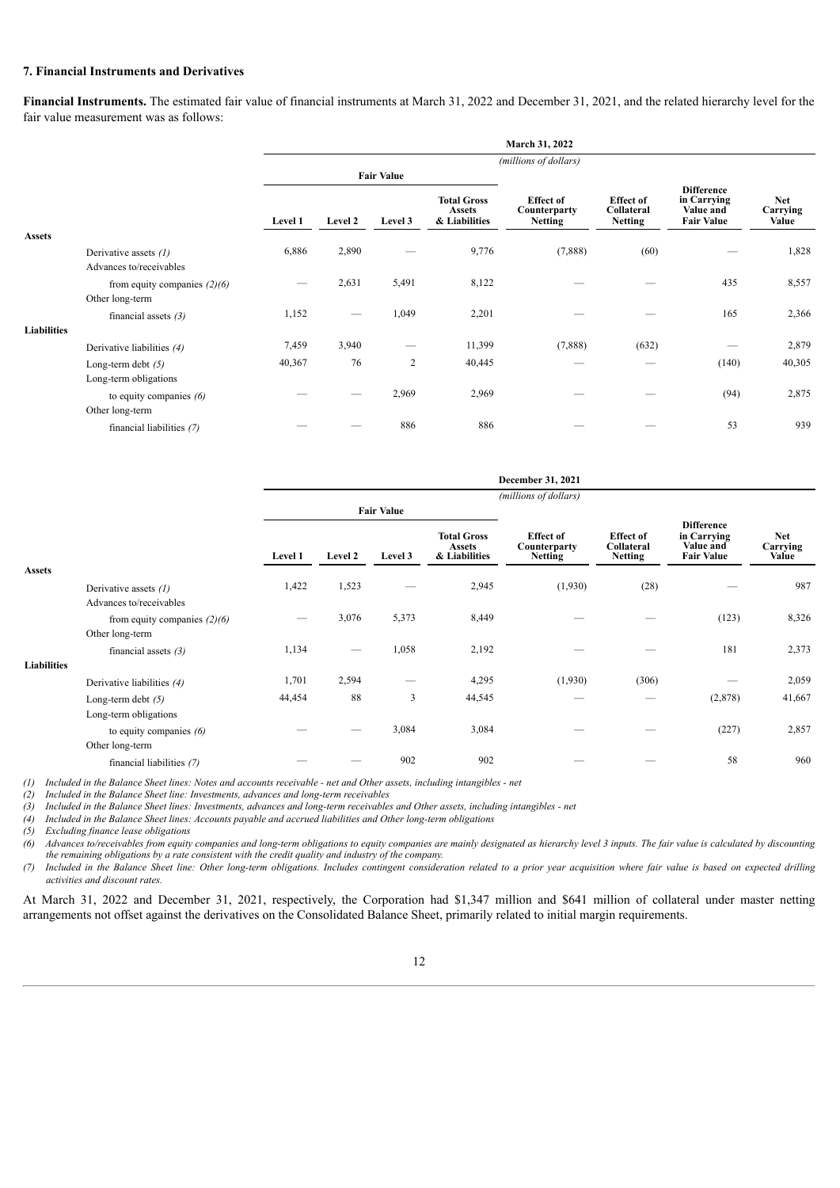### 7. Financial Instruments and Derivatives

**Financial Instruments.** The estimated fair value of financial instruments at March 31, 2022 and December 31, 2021, and the related hierarchy level for the fair value measurement was as follows:

| | March 31, 2022 | | | | | | | |
|---|---|---|---|---|---|---|---|---|
| | *(millions of dollars)* | | | | | | | |
| | Fair Value | | | | | | | |
| | Level 1 | Level 2 | Level 3 | Total Gross Assets & Liabilities | Effect of Counterparty Netting | Effect of Collateral Netting | Difference in Carrying Value and Fair Value | Net Carrying Value |
| **Assets** | | | | | | | | |
| Derivative assets *(1)* | 6,886 | 2,890 | — | 9,776 | (7,888) | (60) | — | 1,828 |
| Advances to/receivables from equity companies *(2)(6)* | — | 2,631 | 5,491 | 8,122 | — | — | 435 | 8,557 |
| Other long-term financial assets *(3)* | 1,152 | — | 1,049 | 2,201 | — | — | 165 | 2,366 |
| **Liabilities** | | | | | | | | |
| Derivative liabilities *(4)* | 7,459 | 3,940 | — | 11,399 | (7,888) | (632) | — | 2,879 |
| Long-term debt *(5)* | 40,367 | 76 | 2 | 40,445 | — | — | (140) | 40,305 |
| Long-term obligations to equity companies *(6)* | — | — | 2,969 | 2,969 | — | — | (94) | 2,875 |
| Other long-term financial liabilities *(7)* | — | — | 886 | 886 | — | — | 53 | 939 |

| | December 31, 2021 | | | | | | | |
|---|---|---|---|---|---|---|---|---|
| | *(millions of dollars)* | | | | | | | |
| | Fair Value | | | | | | | |
| | Level 1 | Level 2 | Level 3 | Total Gross Assets & Liabilities | Effect of Counterparty Netting | Effect of Collateral Netting | Difference in Carrying Value and Fair Value | Net Carrying Value |
| **Assets** | | | | | | | | |
| Derivative assets *(1)* | 1,422 | 1,523 | — | 2,945 | (1,930) | (28) | — | 987 |
| Advances to/receivables from equity companies *(2)(6)* | — | 3,076 | 5,373 | 8,449 | — | — | (123) | 8,326 |
| Other long-term financial assets *(3)* | 1,134 | — | 1,058 | 2,192 | — | — | 181 | 2,373 |
| **Liabilities** | | | | | | | | |
| Derivative liabilities *(4)* | 1,701 | 2,594 | — | 4,295 | (1,930) | (306) | — | 2,059 |
| Long-term debt *(5)* | 44,454 | 88 | 3 | 44,545 | — | — | (2,878) | 41,667 |
| Long-term obligations to equity companies *(6)* | — | — | 3,084 | 3,084 | — | — | (227) | 2,857 |
| Other long-term financial liabilities *(7)* | — | — | 902 | 902 | — | — | 58 | 960 |

*(1) Included in the Balance Sheet lines: Notes and accounts receivable - net and Other assets, including intangibles - net*

*(2) Included in the Balance Sheet line: Investments, advances and long-term receivables*

*(3) Included in the Balance Sheet lines: Investments, advances and long-term receivables and Other assets, including intangibles - net*

*(4) Included in the Balance Sheet lines: Accounts payable and accrued liabilities and Other long-term obligations*

*(5) Excluding finance lease obligations*

*(6) Advances to/receivables from equity companies and long-term obligations to equity companies are mainly designated as hierarchy level 3 inputs. The fair value is calculated by discounting the remaining obligations by a rate consistent with the credit quality and industry of the company.*

*(7) Included in the Balance Sheet line: Other long-term obligations. Includes contingent consideration related to a prior year acquisition where fair value is based on expected drilling activities and discount rates.*

At March 31, 2022 and December 31, 2021, respectively, the Corporation had $1,347 million and $641 million of collateral under master netting arrangements not offset against the derivatives on the Consolidated Balance Sheet, primarily related to initial margin requirements.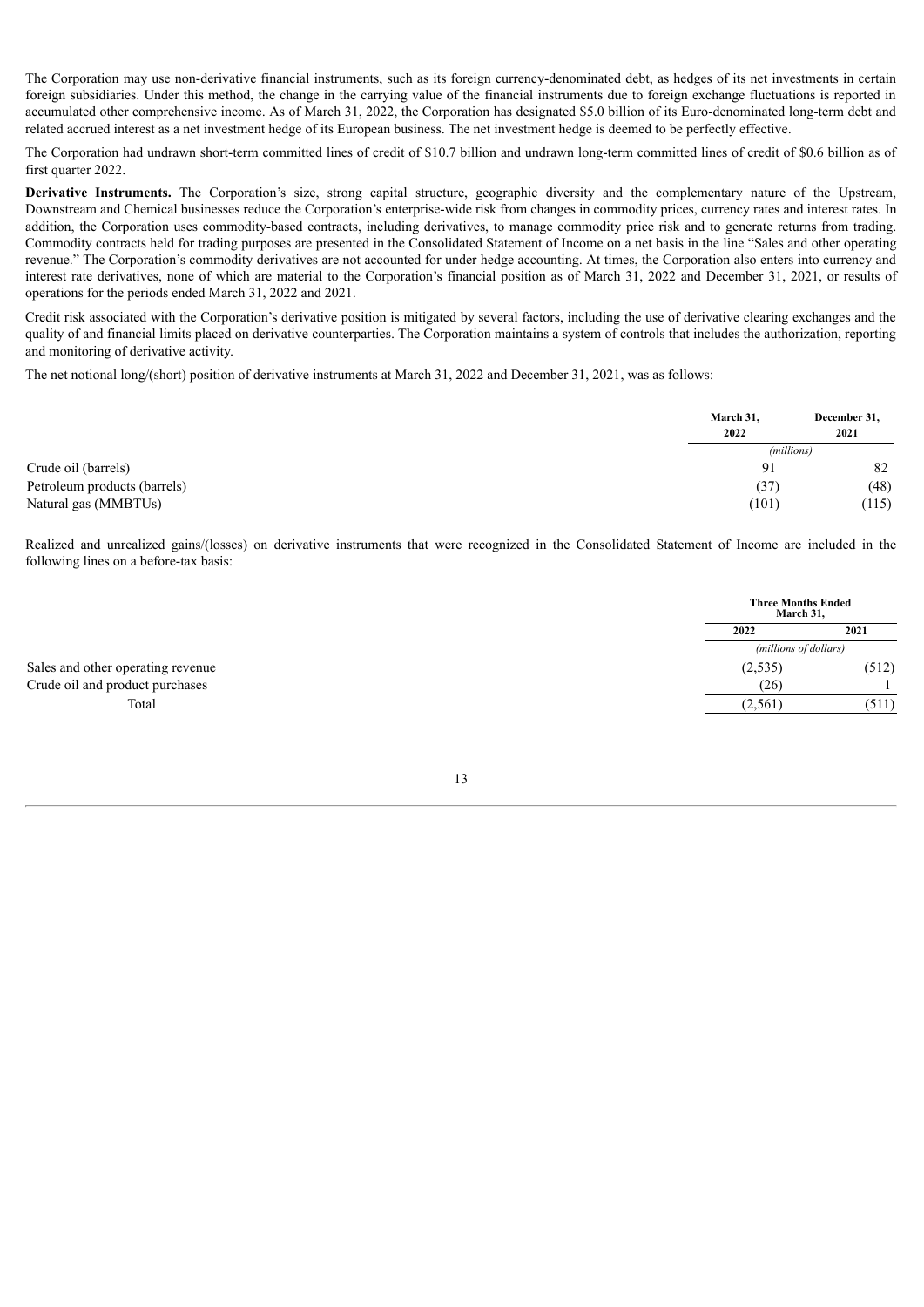The Corporation may use non-derivative financial instruments, such as its foreign currency-denominated debt, as hedges of its net investments in certain foreign subsidiaries. Under this method, the change in the carrying value of the financial instruments due to foreign exchange fluctuations is reported in accumulated other comprehensive income. As of March 31, 2022, the Corporation has designated $5.0 billion of its Euro-denominated long-term debt and related accrued interest as a net investment hedge of its European business. The net investment hedge is deemed to be perfectly effective.

The Corporation had undrawn short-term committed lines of credit of $10.7 billion and undrawn long-term committed lines of credit of $0.6 billion as of first quarter 2022.

**Derivative Instruments.** The Corporation's size, strong capital structure, geographic diversity and the complementary nature of the Upstream, Downstream and Chemical businesses reduce the Corporation's enterprise-wide risk from changes in commodity prices, currency rates and interest rates. In addition, the Corporation uses commodity-based contracts, including derivatives, to manage commodity price risk and to generate returns from trading. Commodity contracts held for trading purposes are presented in the Consolidated Statement of Income on a net basis in the line "Sales and other operating revenue." The Corporation's commodity derivatives are not accounted for under hedge accounting. At times, the Corporation also enters into currency and interest rate derivatives, none of which are material to the Corporation's financial position as of March 31, 2022 and December 31, 2021, or results of operations for the periods ended March 31, 2022 and 2021.

Credit risk associated with the Corporation's derivative position is mitigated by several factors, including the use of derivative clearing exchanges and the quality of and financial limits placed on derivative counterparties. The Corporation maintains a system of controls that includes the authorization, reporting and monitoring of derivative activity.

The net notional long/(short) position of derivative instruments at March 31, 2022 and December 31, 2021, was as follows:

| | March 31, 2022 | December 31, 2021 |
|---|---|---|
| | *(millions)* | |
| Crude oil (barrels) | 91 | 82 |
| Petroleum products (barrels) | (37) | (48) |
| Natural gas (MMBTUs) | (101) | (115) |

Realized and unrealized gains/(losses) on derivative instruments that were recognized in the Consolidated Statement of Income are included in the following lines on a before-tax basis:

| | Three Months Ended March 31, | |
|---|---|---|
| | 2022 | 2021 |
| | *(millions of dollars)* | |
| Sales and other operating revenue | (2,535) | (512) |
| Crude oil and product purchases | (26) | 1 |
| Total | (2,561) | (511) |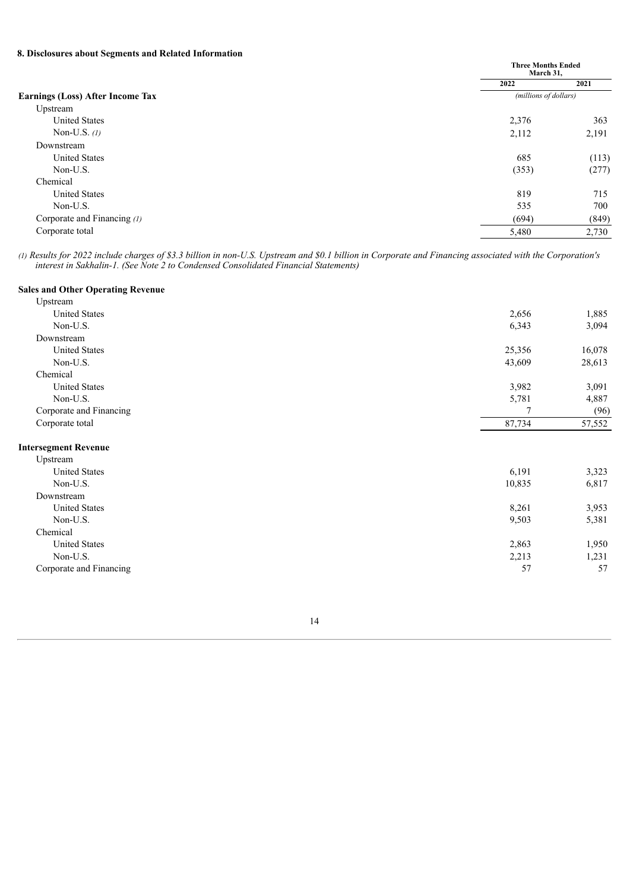### 8. Disclosures about Segments and Related Information

| | Three Months Ended March 31, | |
|---|---|---|
| | 2022 | 2021 |
| **Earnings (Loss) After Income Tax** | *(millions of dollars)* | |
| Upstream | | |
| United States | 2,376 | 363 |
| Non-U.S. *(1)* | 2,112 | 2,191 |
| Downstream | | |
| United States | 685 | (113) |
| Non-U.S. | (353) | (277) |
| Chemical | | |
| United States | 819 | 715 |
| Non-U.S. | 535 | 700 |
| Corporate and Financing *(1)* | (694) | (849) |
| Corporate total | 5,480 | 2,730 |

*(1) Results for 2022 include charges of $3.3 billion in non-U.S. Upstream and $0.1 billion in Corporate and Financing associated with the Corporation's interest in Sakhalin-1. (See Note 2 to Condensed Consolidated Financial Statements)*

| | 2022 | 2021 |
|---|---|---|
| **Sales and Other Operating Revenue** | | |
| Upstream | | |
| United States | 2,656 | 1,885 |
| Non-U.S. | 6,343 | 3,094 |
| Downstream | | |
| United States | 25,356 | 16,078 |
| Non-U.S. | 43,609 | 28,613 |
| Chemical | | |
| United States | 3,982 | 3,091 |
| Non-U.S. | 5,781 | 4,887 |
| Corporate and Financing | 7 | (96) |
| Corporate total | 87,734 | 57,552 |
| | | |
| **Intersegment Revenue** | | |
| Upstream | | |
| United States | 6,191 | 3,323 |
| Non-U.S. | 10,835 | 6,817 |
| Downstream | | |
| United States | 8,261 | 3,953 |
| Non-U.S. | 9,503 | 5,381 |
| Chemical | | |
| United States | 2,863 | 1,950 |
| Non-U.S. | 2,213 | 1,231 |
| Corporate and Financing | 57 | 57 |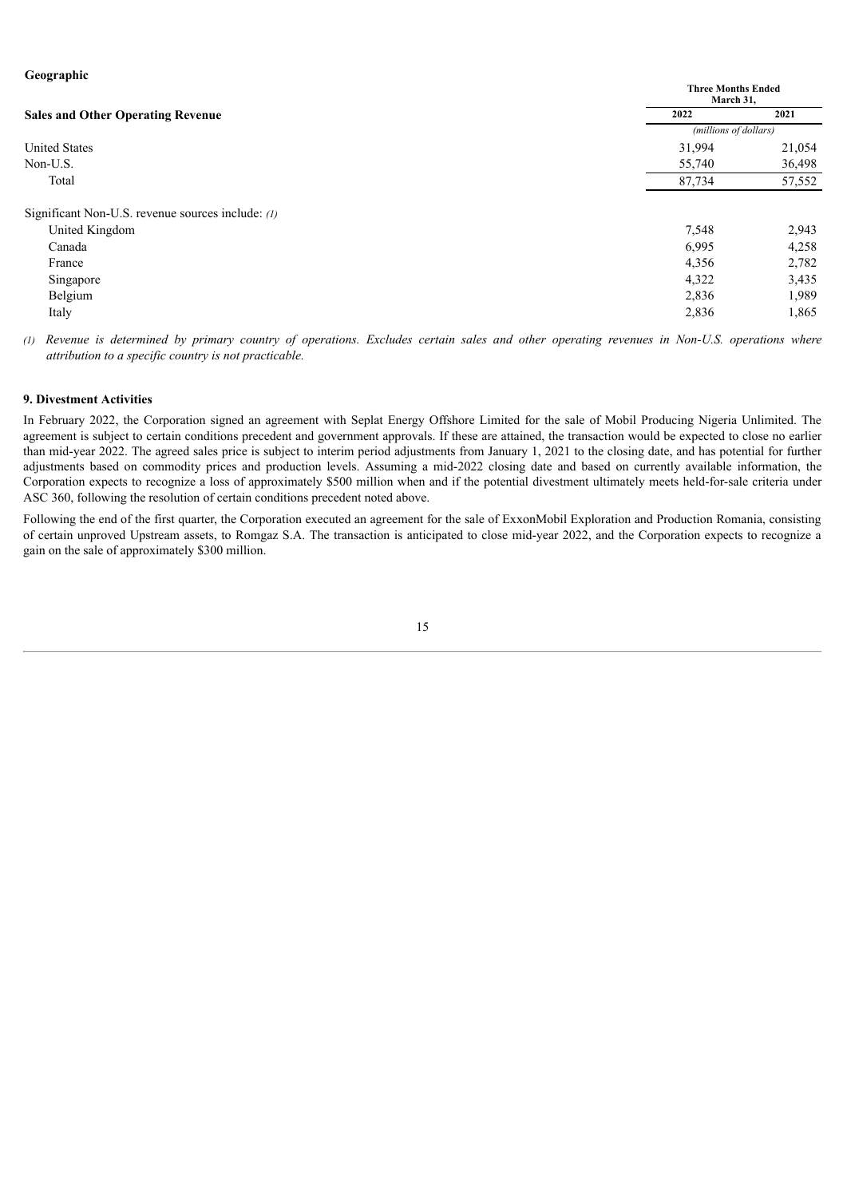**Geographic**

| Sales and Other Operating Revenue | Three Months Ended March 31, | |
|---|---|---|
| | 2022 | 2021 |
| | *(millions of dollars)* | |
| United States | 31,994 | 21,054 |
| Non-U.S. | 55,740 | 36,498 |
| Total | 87,734 | 57,552 |
| | | |
| Significant Non-U.S. revenue sources include: *(1)* | | |
| United Kingdom | 7,548 | 2,943 |
| Canada | 6,995 | 4,258 |
| France | 4,356 | 2,782 |
| Singapore | 4,322 | 3,435 |
| Belgium | 2,836 | 1,989 |
| Italy | 2,836 | 1,865 |

*(1) Revenue is determined by primary country of operations. Excludes certain sales and other operating revenues in Non-U.S. operations where attribution to a specific country is not practicable.*

**9. Divestment Activities**

In February 2022, the Corporation signed an agreement with Seplat Energy Offshore Limited for the sale of Mobil Producing Nigeria Unlimited. The agreement is subject to certain conditions precedent and government approvals. If these are attained, the transaction would be expected to close no earlier than mid-year 2022. The agreed sales price is subject to interim period adjustments from January 1, 2021 to the closing date, and has potential for further adjustments based on commodity prices and production levels. Assuming a mid-2022 closing date and based on currently available information, the Corporation expects to recognize a loss of approximately $500 million when and if the potential divestment ultimately meets held-for-sale criteria under ASC 360, following the resolution of certain conditions precedent noted above.

Following the end of the first quarter, the Corporation executed an agreement for the sale of ExxonMobil Exploration and Production Romania, consisting of certain unproved Upstream assets, to Romgaz S.A. The transaction is anticipated to close mid-year 2022, and the Corporation expects to recognize a gain on the sale of approximately $300 million.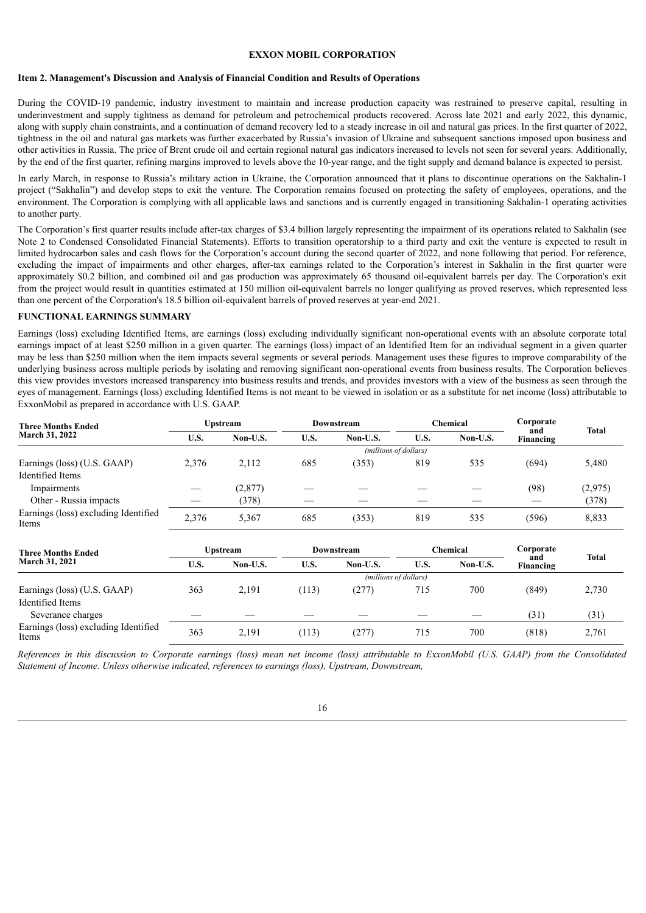**EXXON MOBIL CORPORATION**

**Item 2. Management's Discussion and Analysis of Financial Condition and Results of Operations**

During the COVID-19 pandemic, industry investment to maintain and increase production capacity was restrained to preserve capital, resulting in underinvestment and supply tightness as demand for petroleum and petrochemical products recovered. Across late 2021 and early 2022, this dynamic, along with supply chain constraints, and a continuation of demand recovery led to a steady increase in oil and natural gas prices. In the first quarter of 2022, tightness in the oil and natural gas markets was further exacerbated by Russia's invasion of Ukraine and subsequent sanctions imposed upon business and other activities in Russia. The price of Brent crude oil and certain regional natural gas indicators increased to levels not seen for several years. Additionally, by the end of the first quarter, refining margins improved to levels above the 10-year range, and the tight supply and demand balance is expected to persist.

In early March, in response to Russia's military action in Ukraine, the Corporation announced that it plans to discontinue operations on the Sakhalin-1 project ("Sakhalin") and develop steps to exit the venture. The Corporation remains focused on protecting the safety of employees, operations, and the environment. The Corporation is complying with all applicable laws and sanctions and is currently engaged in transitioning Sakhalin-1 operating activities to another party.

The Corporation's first quarter results include after-tax charges of $3.4 billion largely representing the impairment of its operations related to Sakhalin (see Note 2 to Condensed Consolidated Financial Statements). Efforts to transition operatorship to a third party and exit the venture is expected to result in limited hydrocarbon sales and cash flows for the Corporation's account during the second quarter of 2022, and none following that period. For reference, excluding the impact of impairments and other charges, after-tax earnings related to the Corporation's interest in Sakhalin in the first quarter were approximately $0.2 billion, and combined oil and gas production was approximately 65 thousand oil-equivalent barrels per day. The Corporation's exit from the project would result in quantities estimated at 150 million oil-equivalent barrels no longer qualifying as proved reserves, which represented less than one percent of the Corporation's 18.5 billion oil-equivalent barrels of proved reserves at year-end 2021.

**FUNCTIONAL EARNINGS SUMMARY**

Earnings (loss) excluding Identified Items, are earnings (loss) excluding individually significant non-operational events with an absolute corporate total earnings impact of at least $250 million in a given quarter. The earnings (loss) impact of an Identified Item for an individual segment in a given quarter may be less than $250 million when the item impacts several segments or several periods. Management uses these figures to improve comparability of the underlying business across multiple periods by isolating and removing significant non-operational events from business results. The Corporation believes this view provides investors increased transparency into business results and trends, and provides investors with a view of the business as seen through the eyes of management. Earnings (loss) excluding Identified Items is not meant to be viewed in isolation or as a substitute for net income (loss) attributable to ExxonMobil as prepared in accordance with U.S. GAAP.

| Three Months Ended March 31, 2022 | Upstream | | Downstream | | Chemical | | Corporate and Financing | Total |
|---|---|---|---|---|---|---|---|---|
| | U.S. | Non-U.S. | U.S. | Non-U.S. | U.S. | Non-U.S. | | |
| | *(millions of dollars)* | | | | | | | |
| Earnings (loss) (U.S. GAAP) | 2,376 | 2,112 | 685 | (353) | 819 | 535 | (694) | 5,480 |
| Identified Items | | | | | | | | |
| Impairments | — | (2,877) | — | — | — | — | (98) | (2,975) |
| Other - Russia impacts | — | (378) | — | — | — | — | — | (378) |
| Earnings (loss) excluding Identified Items | 2,376 | 5,367 | 685 | (353) | 819 | 535 | (596) | 8,833 |

| Three Months Ended March 31, 2021 | Upstream | | Downstream | | Chemical | | Corporate and Financing | Total |
|---|---|---|---|---|---|---|---|---|
| | U.S. | Non-U.S. | U.S. | Non-U.S. | U.S. | Non-U.S. | | |
| | *(millions of dollars)* | | | | | | | |
| Earnings (loss) (U.S. GAAP) | 363 | 2,191 | (113) | (277) | 715 | 700 | (849) | 2,730 |
| Identified Items | | | | | | | | |
| Severance charges | — | — | — | — | — | — | (31) | (31) |
| Earnings (loss) excluding Identified Items | 363 | 2,191 | (113) | (277) | 715 | 700 | (818) | 2,761 |

*References in this discussion to Corporate earnings (loss) mean net income (loss) attributable to ExxonMobil (U.S. GAAP) from the Consolidated Statement of Income. Unless otherwise indicated, references to earnings (loss), Upstream, Downstream,*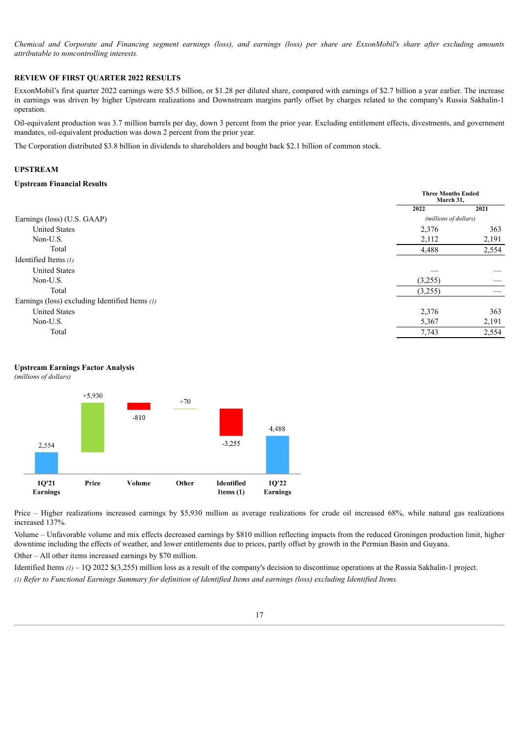*Chemical and Corporate and Financing segment earnings (loss), and earnings (loss) per share are ExxonMobil's share after excluding amounts attributable to noncontrolling interests.*

## REVIEW OF FIRST QUARTER 2022 RESULTS

ExxonMobil's first quarter 2022 earnings were $5.5 billion, or $1.28 per diluted share, compared with earnings of $2.7 billion a year earlier. The increase in earnings was driven by higher Upstream realizations and Downstream margins partly offset by charges related to the company's Russia Sakhalin-1 operation.

Oil-equivalent production was 3.7 million barrels per day, down 3 percent from the prior year. Excluding entitlement effects, divestments, and government mandates, oil-equivalent production was down 2 percent from the prior year.

The Corporation distributed $3.8 billion in dividends to shareholders and bought back $2.1 billion of common stock.

## UPSTREAM

### Upstream Financial Results

| | Three Months Ended March 31, | |
|---|---|---|
| | **2022** | **2021** |
| | *(millions of dollars)* | |
| Earnings (loss) (U.S. GAAP) | | |
| United States | 2,376 | 363 |
| Non-U.S. | 2,112 | 2,191 |
| Total | 4,488 | 2,554 |
| Identified Items *(1)* | | |
| United States | — | — |
| Non-U.S. | (3,255) | — |
| Total | (3,255) | — |
| Earnings (loss) excluding Identified Items *(1)* | | |
| United States | 2,376 | 363 |
| Non-U.S. | 5,367 | 2,191 |
| Total | 7,743 | 2,554 |

### Upstream Earnings Factor Analysis

*(millions of dollars)*

| 1Q'21 Earnings | Price | Volume | Other | Identified Items (1) | 1Q'22 Earnings |
|---|---|---|---|---|---|
| 2,554 | +5,930 | -810 | +70 | -3,255 | 4,488 |

Price – Higher realizations increased earnings by $5,930 million as average realizations for crude oil increased 68%, while natural gas realizations increased 137%.

Volume – Unfavorable volume and mix effects decreased earnings by $810 million reflecting impacts from the reduced Groningen production limit, higher downtime including the effects of weather, and lower entitlements due to prices, partly offset by growth in the Permian Basin and Guyana.

Other – All other items increased earnings by $70 million.

Identified Items *(1)* – 1Q 2022 $(3,255) million loss as a result of the company's decision to discontinue operations at the Russia Sakhalin-1 project.

*(1) Refer to Functional Earnings Summary for definition of Identified Items and earnings (loss) excluding Identified Items.*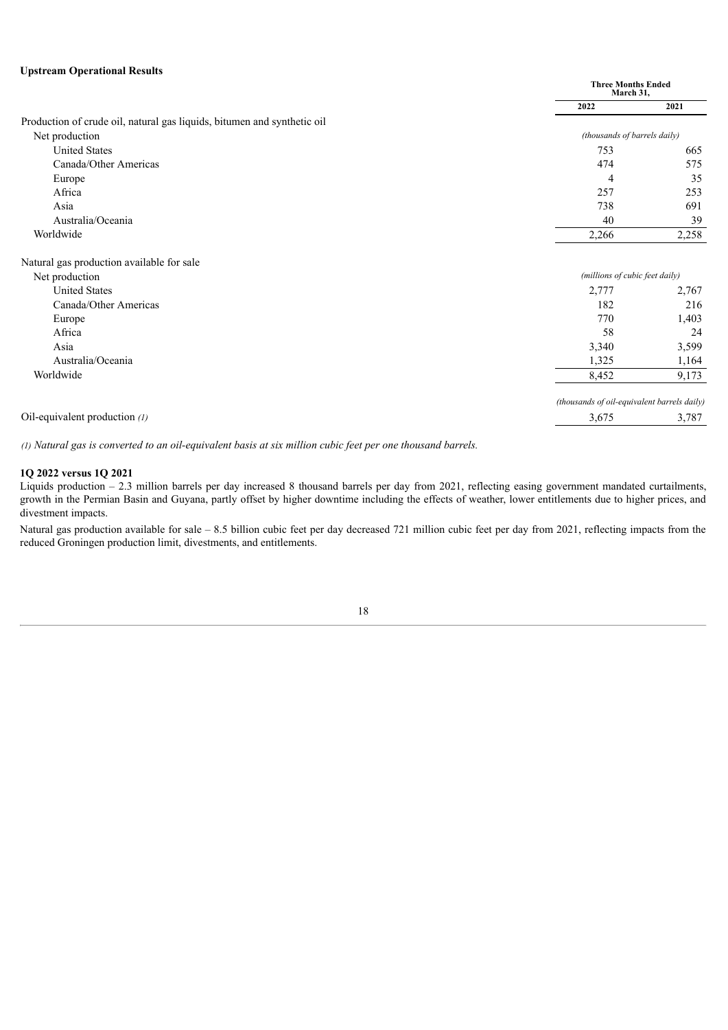### Upstream Operational Results

| | Three Months Ended March 31, | |
|---|---|---|
| | 2022 | 2021 |
| Production of crude oil, natural gas liquids, bitumen and synthetic oil | | |
| Net production | *(thousands of barrels daily)* | |
| United States | 753 | 665 |
| Canada/Other Americas | 474 | 575 |
| Europe | 4 | 35 |
| Africa | 257 | 253 |
| Asia | 738 | 691 |
| Australia/Oceania | 40 | 39 |
| Worldwide | 2,266 | 2,258 |
| | | |
| Natural gas production available for sale | | |
| Net production | *(millions of cubic feet daily)* | |
| United States | 2,777 | 2,767 |
| Canada/Other Americas | 182 | 216 |
| Europe | 770 | 1,403 |
| Africa | 58 | 24 |
| Asia | 3,340 | 3,599 |
| Australia/Oceania | 1,325 | 1,164 |
| Worldwide | 8,452 | 9,173 |
| | | |
| | *(thousands of oil-equivalent barrels daily)* | |
| Oil-equivalent production *(1)* | 3,675 | 3,787 |

*(1) Natural gas is converted to an oil-equivalent basis at six million cubic feet per one thousand barrels.*

**1Q 2022 versus 1Q 2021**

Liquids production – 2.3 million barrels per day increased 8 thousand barrels per day from 2021, reflecting easing government mandated curtailments, growth in the Permian Basin and Guyana, partly offset by higher downtime including the effects of weather, lower entitlements due to higher prices, and divestment impacts.

Natural gas production available for sale – 8.5 billion cubic feet per day decreased 721 million cubic feet per day from 2021, reflecting impacts from the reduced Groningen production limit, divestments, and entitlements.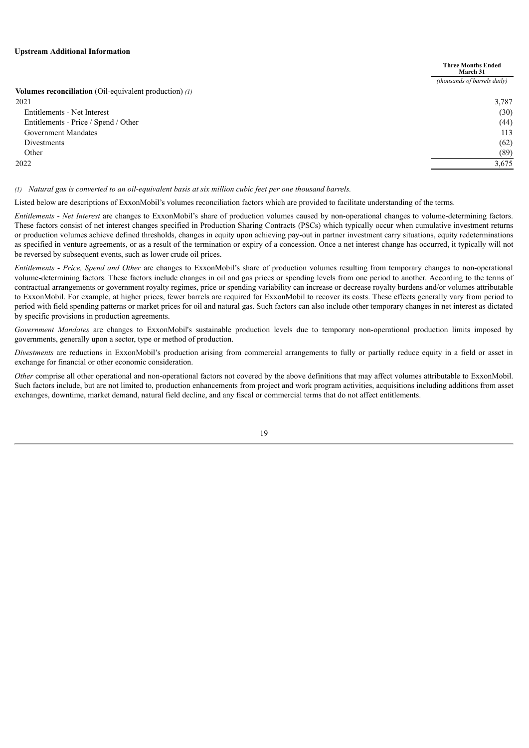**Upstream Additional Information**

| | Three Months Ended March 31 |
|---|---|
| | *(thousands of barrels daily)* |
| **Volumes reconciliation** (Oil-equivalent production) *(1)* | |
| 2021 | 3,787 |
| Entitlements - Net Interest | (30) |
| Entitlements - Price / Spend / Other | (44) |
| Government Mandates | 113 |
| Divestments | (62) |
| Other | (89) |
| 2022 | 3,675 |

*(1) Natural gas is converted to an oil-equivalent basis at six million cubic feet per one thousand barrels.*

Listed below are descriptions of ExxonMobil's volumes reconciliation factors which are provided to facilitate understanding of the terms.

*Entitlements - Net Interest* are changes to ExxonMobil's share of production volumes caused by non-operational changes to volume-determining factors. These factors consist of net interest changes specified in Production Sharing Contracts (PSCs) which typically occur when cumulative investment returns or production volumes achieve defined thresholds, changes in equity upon achieving pay-out in partner investment carry situations, equity redeterminations as specified in venture agreements, or as a result of the termination or expiry of a concession. Once a net interest change has occurred, it typically will not be reversed by subsequent events, such as lower crude oil prices.

*Entitlements - Price, Spend and Other* are changes to ExxonMobil's share of production volumes resulting from temporary changes to non-operational volume-determining factors. These factors include changes in oil and gas prices or spending levels from one period to another. According to the terms of contractual arrangements or government royalty regimes, price or spending variability can increase or decrease royalty burdens and/or volumes attributable to ExxonMobil. For example, at higher prices, fewer barrels are required for ExxonMobil to recover its costs. These effects generally vary from period to period with field spending patterns or market prices for oil and natural gas. Such factors can also include other temporary changes in net interest as dictated by specific provisions in production agreements.

*Government Mandates* are changes to ExxonMobil's sustainable production levels due to temporary non-operational production limits imposed by governments, generally upon a sector, type or method of production.

*Divestments* are reductions in ExxonMobil's production arising from commercial arrangements to fully or partially reduce equity in a field or asset in exchange for financial or other economic consideration.

*Other* comprise all other operational and non-operational factors not covered by the above definitions that may affect volumes attributable to ExxonMobil. Such factors include, but are not limited to, production enhancements from project and work program activities, acquisitions including additions from asset exchanges, downtime, market demand, natural field decline, and any fiscal or commercial terms that do not affect entitlements.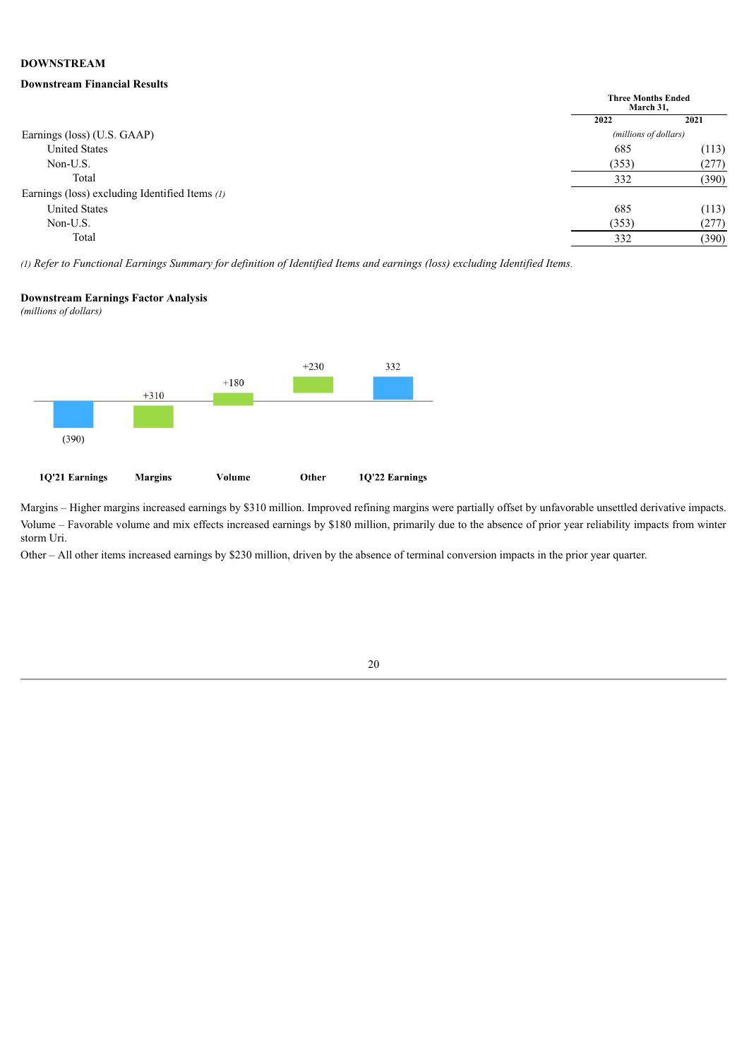**DOWNSTREAM**

**Downstream Financial Results**

| | Three Months Ended March 31, | |
|---|---|---|
| | 2022 | 2021 |
| | *(millions of dollars)* | |
| Earnings (loss) (U.S. GAAP) | | |
| United States | 685 | (113) |
| Non-U.S. | (353) | (277) |
| Total | 332 | (390) |
| Earnings (loss) excluding Identified Items *(1)* | | |
| United States | 685 | (113) |
| Non-U.S. | (353) | (277) |
| Total | 332 | (390) |

*(1) Refer to Functional Earnings Summary for definition of Identified Items and earnings (loss) excluding Identified Items.*

**Downstream Earnings Factor Analysis**
*(millions of dollars)*

| 1Q'21 Earnings | Margins | Volume | Other | 1Q'22 Earnings |
|---|---|---|---|---|
| (390) | +310 | +180 | +230 | 332 |

Margins – Higher margins increased earnings by $310 million. Improved refining margins were partially offset by unfavorable unsettled derivative impacts.

Volume – Favorable volume and mix effects increased earnings by $180 million, primarily due to the absence of prior year reliability impacts from winter storm Uri.

Other – All other items increased earnings by $230 million, driven by the absence of terminal conversion impacts in the prior year quarter.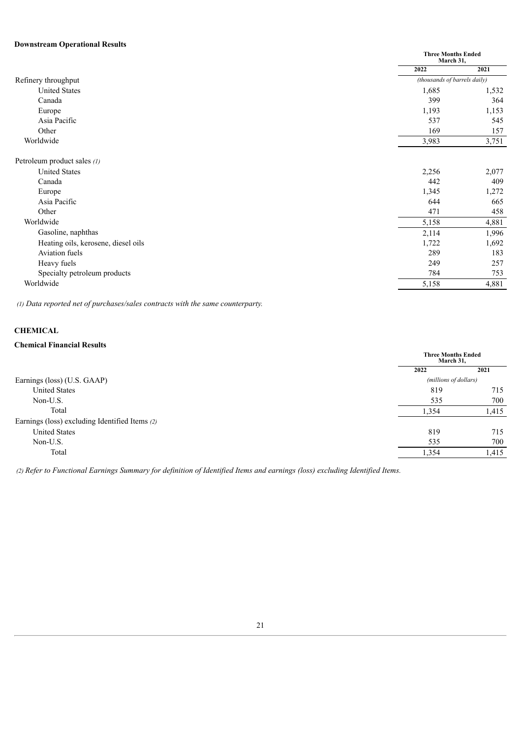**Downstream Operational Results**

| | Three Months Ended March 31, | |
|---|---|---|
| | 2022 | 2021 |
| Refinery throughput | (thousands of barrels daily) | |
| United States | 1,685 | 1,532 |
| Canada | 399 | 364 |
| Europe | 1,193 | 1,153 |
| Asia Pacific | 537 | 545 |
| Other | 169 | 157 |
| Worldwide | 3,983 | 3,751 |
| | | |
| Petroleum product sales *(1)* | | |
| United States | 2,256 | 2,077 |
| Canada | 442 | 409 |
| Europe | 1,345 | 1,272 |
| Asia Pacific | 644 | 665 |
| Other | 471 | 458 |
| Worldwide | 5,158 | 4,881 |
| Gasoline, naphthas | 2,114 | 1,996 |
| Heating oils, kerosene, diesel oils | 1,722 | 1,692 |
| Aviation fuels | 289 | 183 |
| Heavy fuels | 249 | 257 |
| Specialty petroleum products | 784 | 753 |
| Worldwide | 5,158 | 4,881 |

*(1) Data reported net of purchases/sales contracts with the same counterparty.*

## CHEMICAL

**Chemical Financial Results**

| | Three Months Ended March 31, | |
|---|---|---|
| | 2022 | 2021 |
| Earnings (loss) (U.S. GAAP) | (millions of dollars) | |
| United States | 819 | 715 |
| Non-U.S. | 535 | 700 |
| Total | 1,354 | 1,415 |
| Earnings (loss) excluding Identified Items *(2)* | | |
| United States | 819 | 715 |
| Non-U.S. | 535 | 700 |
| Total | 1,354 | 1,415 |

*(2) Refer to Functional Earnings Summary for definition of Identified Items and earnings (loss) excluding Identified Items.*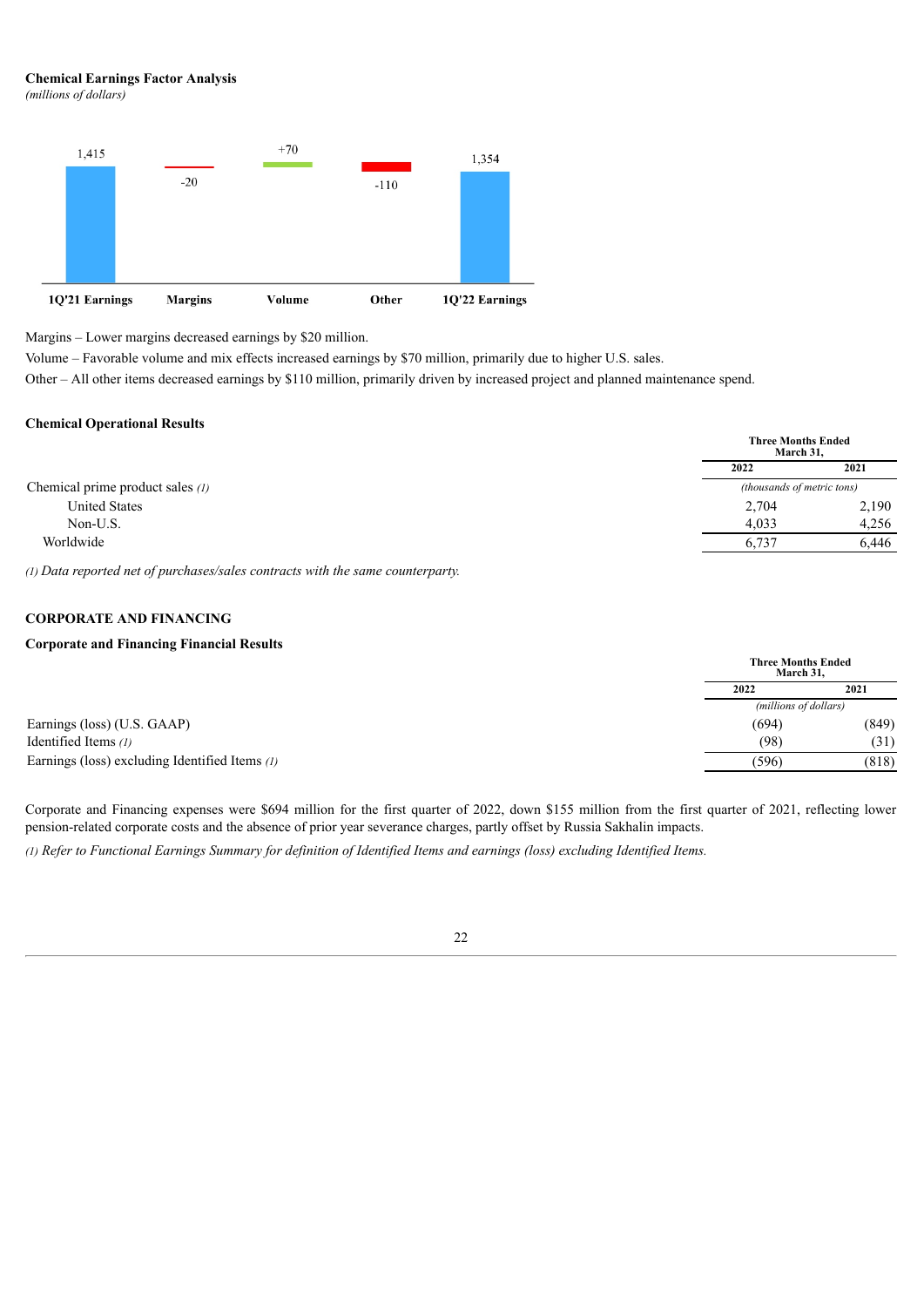**Chemical Earnings Factor Analysis**
*(millions of dollars)*

| 1Q'21 Earnings | Margins | Volume | Other | 1Q'22 Earnings |
|---|---|---|---|---|
| 1,415 | -20 | +70 | -110 | 1,354 |

Margins – Lower margins decreased earnings by $20 million.

Volume – Favorable volume and mix effects increased earnings by $70 million, primarily due to higher U.S. sales.

Other – All other items decreased earnings by $110 million, primarily driven by increased project and planned maintenance spend.

**Chemical Operational Results**

| | Three Months Ended March 31, | |
|---|---|---|
| | 2022 | 2021 |
| | *(thousands of metric tons)* | |
| Chemical prime product sales *(1)* | | |
| United States | 2,704 | 2,190 |
| Non-U.S. | 4,033 | 4,256 |
| Worldwide | 6,737 | 6,446 |

*(1) Data reported net of purchases/sales contracts with the same counterparty.*

## CORPORATE AND FINANCING

**Corporate and Financing Financial Results**

| | Three Months Ended March 31, | |
|---|---|---|
| | 2022 | 2021 |
| | *(millions of dollars)* | |
| Earnings (loss) (U.S. GAAP) | (694) | (849) |
| Identified Items *(1)* | (98) | (31) |
| Earnings (loss) excluding Identified Items *(1)* | (596) | (818) |

Corporate and Financing expenses were $694 million for the first quarter of 2022, down $155 million from the first quarter of 2021, reflecting lower pension-related corporate costs and the absence of prior year severance charges, partly offset by Russia Sakhalin impacts.

*(1) Refer to Functional Earnings Summary for definition of Identified Items and earnings (loss) excluding Identified Items.*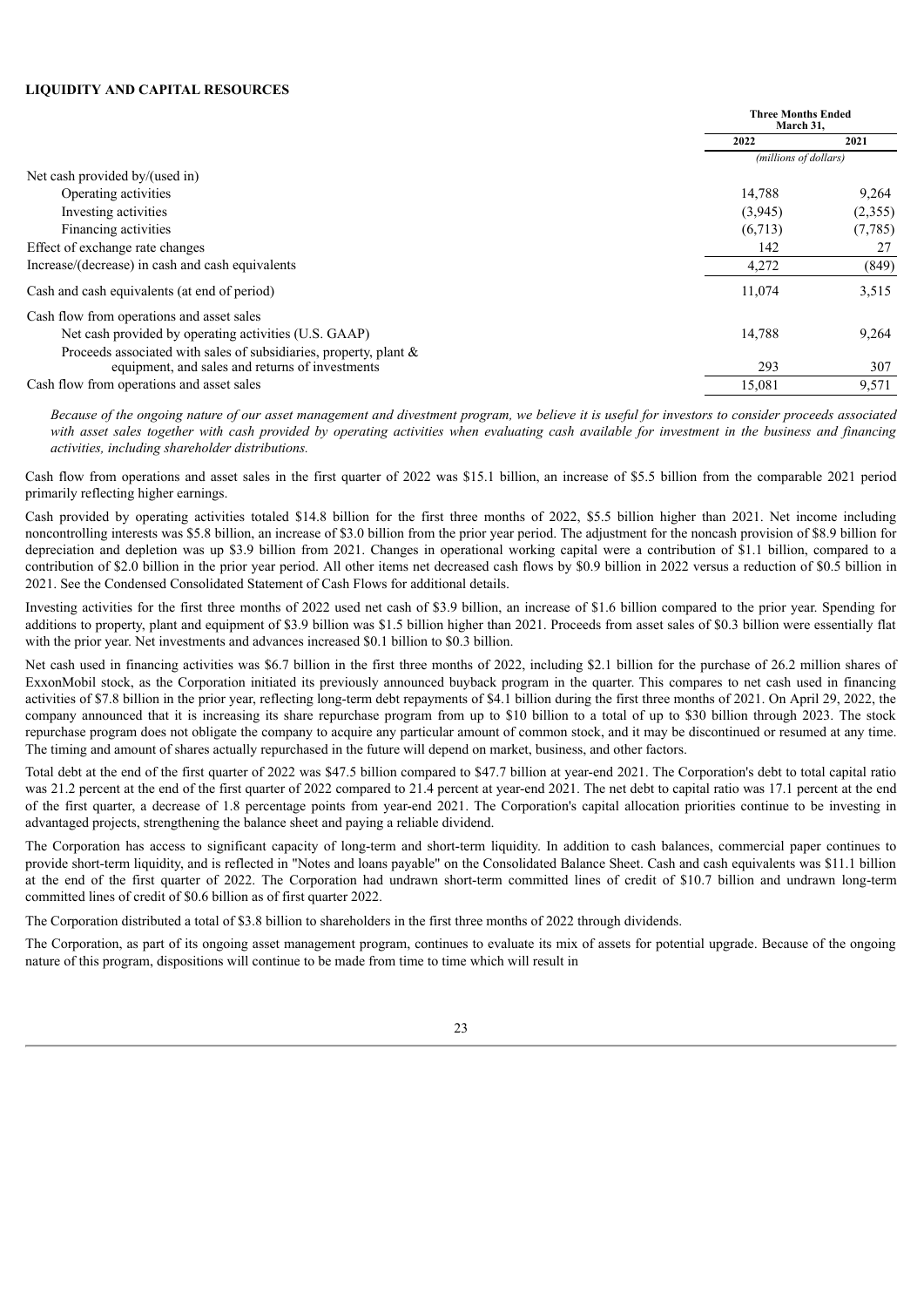**LIQUIDITY AND CAPITAL RESOURCES**

| | Three Months Ended March 31, | |
|---|---|---|
| | 2022 | 2021 |
| | *(millions of dollars)* | |
| Net cash provided by/(used in) | | |
| Operating activities | 14,788 | 9,264 |
| Investing activities | (3,945) | (2,355) |
| Financing activities | (6,713) | (7,785) |
| Effect of exchange rate changes | 142 | 27 |
| Increase/(decrease) in cash and cash equivalents | 4,272 | (849) |
| Cash and cash equivalents (at end of period) | 11,074 | 3,515 |
| Cash flow from operations and asset sales | | |
| Net cash provided by operating activities (U.S. GAAP) | 14,788 | 9,264 |
| Proceeds associated with sales of subsidiaries, property, plant & equipment, and sales and returns of investments | 293 | 307 |
| Cash flow from operations and asset sales | 15,081 | 9,571 |

*Because of the ongoing nature of our asset management and divestment program, we believe it is useful for investors to consider proceeds associated with asset sales together with cash provided by operating activities when evaluating cash available for investment in the business and financing activities, including shareholder distributions.*

Cash flow from operations and asset sales in the first quarter of 2022 was $15.1 billion, an increase of $5.5 billion from the comparable 2021 period primarily reflecting higher earnings.

Cash provided by operating activities totaled $14.8 billion for the first three months of 2022, $5.5 billion higher than 2021. Net income including noncontrolling interests was $5.8 billion, an increase of $3.0 billion from the prior year period. The adjustment for the noncash provision of $8.9 billion for depreciation and depletion was up $3.9 billion from 2021. Changes in operational working capital were a contribution of $1.1 billion, compared to a contribution of $2.0 billion in the prior year period. All other items net decreased cash flows by $0.9 billion in 2022 versus a reduction of $0.5 billion in 2021. See the Condensed Consolidated Statement of Cash Flows for additional details.

Investing activities for the first three months of 2022 used net cash of $3.9 billion, an increase of $1.6 billion compared to the prior year. Spending for additions to property, plant and equipment of $3.9 billion was $1.5 billion higher than 2021. Proceeds from asset sales of $0.3 billion were essentially flat with the prior year. Net investments and advances increased $0.1 billion to $0.3 billion.

Net cash used in financing activities was $6.7 billion in the first three months of 2022, including $2.1 billion for the purchase of 26.2 million shares of ExxonMobil stock, as the Corporation initiated its previously announced buyback program in the quarter. This compares to net cash used in financing activities of $7.8 billion in the prior year, reflecting long-term debt repayments of $4.1 billion during the first three months of 2021. On April 29, 2022, the company announced that it is increasing its share repurchase program from up to $10 billion to a total of up to $30 billion through 2023. The stock repurchase program does not obligate the company to acquire any particular amount of common stock, and it may be discontinued or resumed at any time. The timing and amount of shares actually repurchased in the future will depend on market, business, and other factors.

Total debt at the end of the first quarter of 2022 was $47.5 billion compared to $47.7 billion at year-end 2021. The Corporation's debt to total capital ratio was 21.2 percent at the end of the first quarter of 2022 compared to 21.4 percent at year-end 2021. The net debt to capital ratio was 17.1 percent at the end of the first quarter, a decrease of 1.8 percentage points from year-end 2021. The Corporation's capital allocation priorities continue to be investing in advantaged projects, strengthening the balance sheet and paying a reliable dividend.

The Corporation has access to significant capacity of long-term and short-term liquidity. In addition to cash balances, commercial paper continues to provide short-term liquidity, and is reflected in "Notes and loans payable" on the Consolidated Balance Sheet. Cash and cash equivalents was $11.1 billion at the end of the first quarter of 2022. The Corporation had undrawn short-term committed lines of credit of $10.7 billion and undrawn long-term committed lines of credit of $0.6 billion as of first quarter 2022.

The Corporation distributed a total of $3.8 billion to shareholders in the first three months of 2022 through dividends.

The Corporation, as part of its ongoing asset management program, continues to evaluate its mix of assets for potential upgrade. Because of the ongoing nature of this program, dispositions will continue to be made from time to time which will result in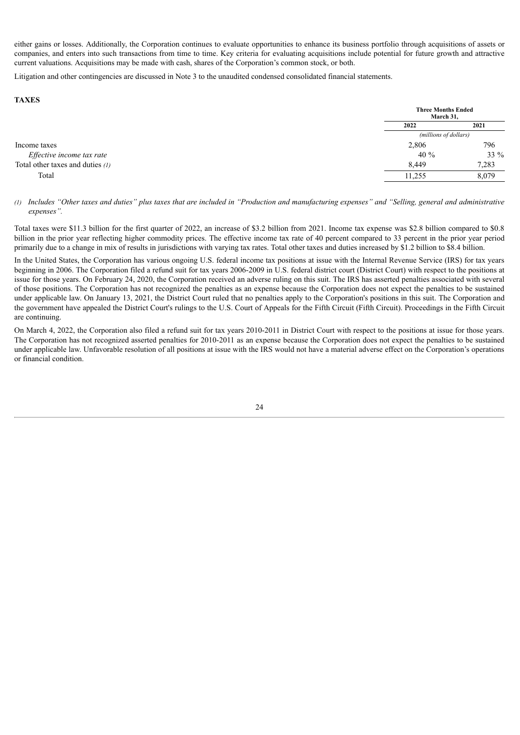either gains or losses. Additionally, the Corporation continues to evaluate opportunities to enhance its business portfolio through acquisitions of assets or companies, and enters into such transactions from time to time. Key criteria for evaluating acquisitions include potential for future growth and attractive current valuations. Acquisitions may be made with cash, shares of the Corporation's common stock, or both.

Litigation and other contingencies are discussed in Note 3 to the unaudited condensed consolidated financial statements.

## TAXES

| | Three Months Ended March 31, | |
|---|---|---|
| | 2022 | 2021 |
| | *(millions of dollars)* | |
| Income taxes | 2,806 | 796 |
| *Effective income tax rate* | 40 % | 33 % |
| Total other taxes and duties *(1)* | 8,449 | 7,283 |
| Total | 11,255 | 8,079 |

*(1) Includes "Other taxes and duties" plus taxes that are included in "Production and manufacturing expenses" and "Selling, general and administrative expenses".*

Total taxes were $11.3 billion for the first quarter of 2022, an increase of $3.2 billion from 2021. Income tax expense was $2.8 billion compared to $0.8 billion in the prior year reflecting higher commodity prices. The effective income tax rate of 40 percent compared to 33 percent in the prior year period primarily due to a change in mix of results in jurisdictions with varying tax rates. Total other taxes and duties increased by $1.2 billion to $8.4 billion.

In the United States, the Corporation has various ongoing U.S. federal income tax positions at issue with the Internal Revenue Service (IRS) for tax years beginning in 2006. The Corporation filed a refund suit for tax years 2006-2009 in U.S. federal district court (District Court) with respect to the positions at issue for those years. On February 24, 2020, the Corporation received an adverse ruling on this suit. The IRS has asserted penalties associated with several of those positions. The Corporation has not recognized the penalties as an expense because the Corporation does not expect the penalties to be sustained under applicable law. On January 13, 2021, the District Court ruled that no penalties apply to the Corporation's positions in this suit. The Corporation and the government have appealed the District Court's rulings to the U.S. Court of Appeals for the Fifth Circuit (Fifth Circuit). Proceedings in the Fifth Circuit are continuing.

On March 4, 2022, the Corporation also filed a refund suit for tax years 2010-2011 in District Court with respect to the positions at issue for those years. The Corporation has not recognized asserted penalties for 2010-2011 as an expense because the Corporation does not expect the penalties to be sustained under applicable law. Unfavorable resolution of all positions at issue with the IRS would not have a material adverse effect on the Corporation's operations or financial condition.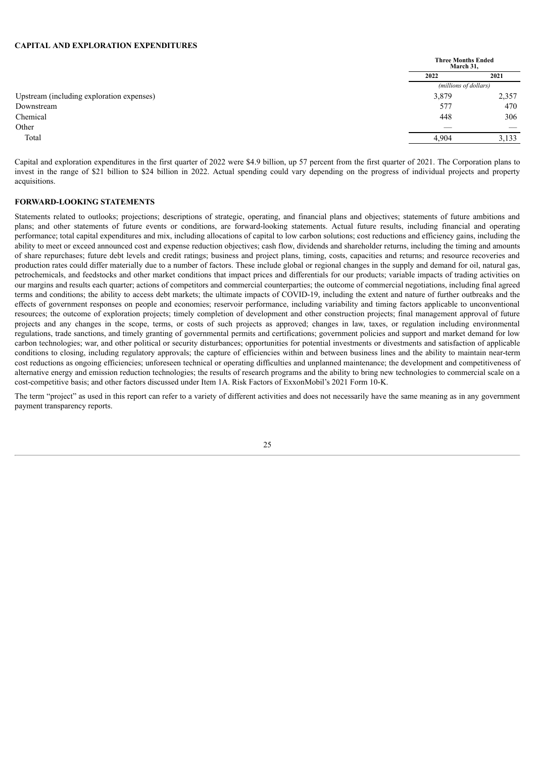## CAPITAL AND EXPLORATION EXPENDITURES

| | Three Months Ended March 31, | |
|---|---|---|
| | 2022 | 2021 |
| | *(millions of dollars)* | |
| Upstream (including exploration expenses) | 3,879 | 2,357 |
| Downstream | 577 | 470 |
| Chemical | 448 | 306 |
| Other | — | — |
| Total | 4,904 | 3,133 |

Capital and exploration expenditures in the first quarter of 2022 were $4.9 billion, up 57 percent from the first quarter of 2021. The Corporation plans to invest in the range of $21 billion to $24 billion in 2022. Actual spending could vary depending on the progress of individual projects and property acquisitions.

## FORWARD-LOOKING STATEMENTS

Statements related to outlooks; projections; descriptions of strategic, operating, and financial plans and objectives; statements of future ambitions and plans; and other statements of future events or conditions, are forward-looking statements. Actual future results, including financial and operating performance; total capital expenditures and mix, including allocations of capital to low carbon solutions; cost reductions and efficiency gains, including the ability to meet or exceed announced cost and expense reduction objectives; cash flow, dividends and shareholder returns, including the timing and amounts of share repurchases; future debt levels and credit ratings; business and project plans, timing, costs, capacities and returns; and resource recoveries and production rates could differ materially due to a number of factors. These include global or regional changes in the supply and demand for oil, natural gas, petrochemicals, and feedstocks and other market conditions that impact prices and differentials for our products; variable impacts of trading activities on our margins and results each quarter; actions of competitors and commercial counterparties; the outcome of commercial negotiations, including final agreed terms and conditions; the ability to access debt markets; the ultimate impacts of COVID-19, including the extent and nature of further outbreaks and the effects of government responses on people and economies; reservoir performance, including variability and timing factors applicable to unconventional resources; the outcome of exploration projects; timely completion of development and other construction projects; final management approval of future projects and any changes in the scope, terms, or costs of such projects as approved; changes in law, taxes, or regulation including environmental regulations, trade sanctions, and timely granting of governmental permits and certifications; government policies and support and market demand for low carbon technologies; war, and other political or security disturbances; opportunities for potential investments or divestments and satisfaction of applicable conditions to closing, including regulatory approvals; the capture of efficiencies within and between business lines and the ability to maintain near-term cost reductions as ongoing efficiencies; unforeseen technical or operating difficulties and unplanned maintenance; the development and competitiveness of alternative energy and emission reduction technologies; the results of research programs and the ability to bring new technologies to commercial scale on a cost-competitive basis; and other factors discussed under Item 1A. Risk Factors of ExxonMobil's 2021 Form 10-K.

The term "project" as used in this report can refer to a variety of different activities and does not necessarily have the same meaning as in any government payment transparency reports.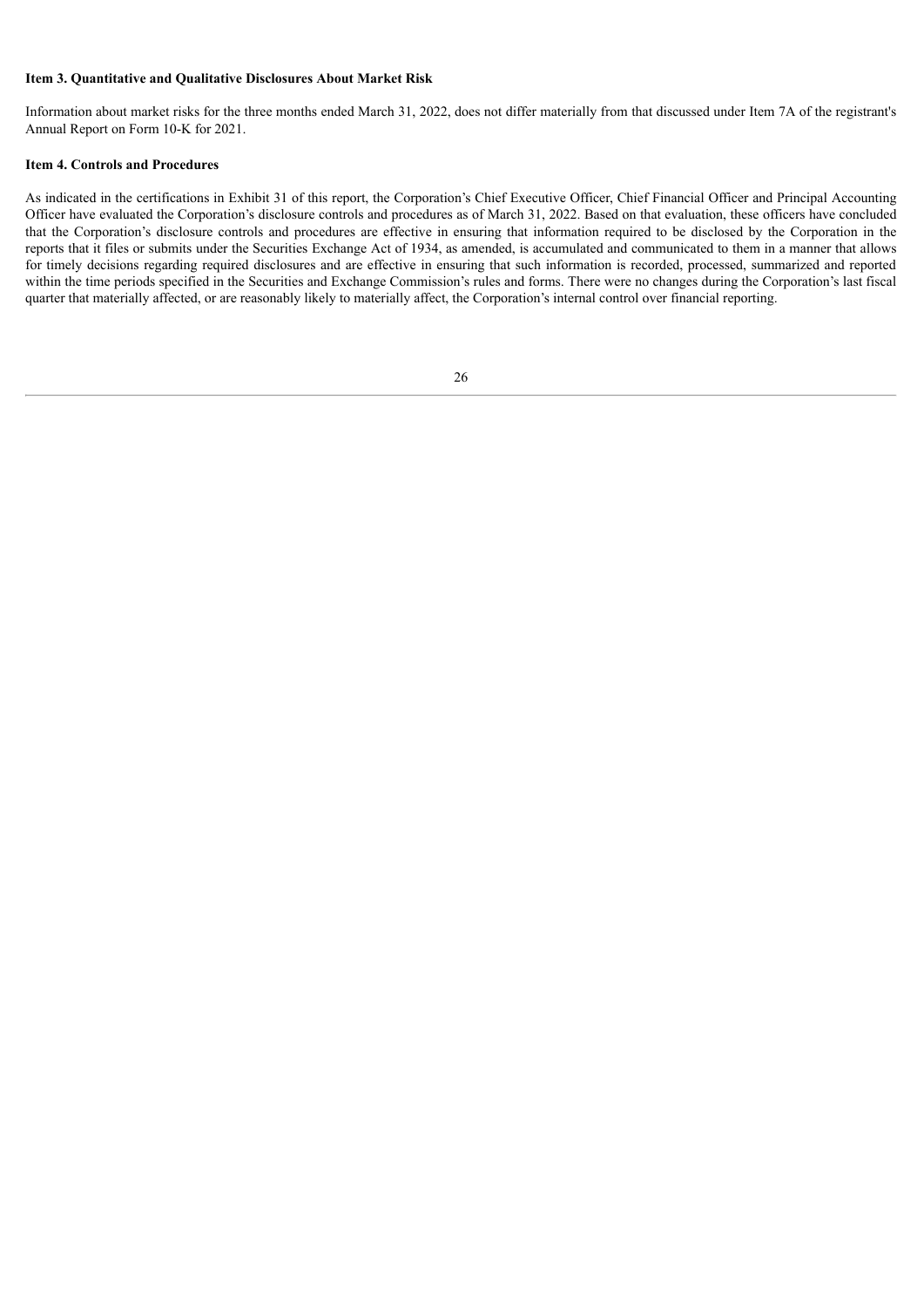**Item 3. Quantitative and Qualitative Disclosures About Market Risk**

Information about market risks for the three months ended March 31, 2022, does not differ materially from that discussed under Item 7A of the registrant's Annual Report on Form 10-K for 2021.

**Item 4. Controls and Procedures**

As indicated in the certifications in Exhibit 31 of this report, the Corporation's Chief Executive Officer, Chief Financial Officer and Principal Accounting Officer have evaluated the Corporation's disclosure controls and procedures as of March 31, 2022. Based on that evaluation, these officers have concluded that the Corporation's disclosure controls and procedures are effective in ensuring that information required to be disclosed by the Corporation in the reports that it files or submits under the Securities Exchange Act of 1934, as amended, is accumulated and communicated to them in a manner that allows for timely decisions regarding required disclosures and are effective in ensuring that such information is recorded, processed, summarized and reported within the time periods specified in the Securities and Exchange Commission's rules and forms. There were no changes during the Corporation's last fiscal quarter that materially affected, or are reasonably likely to materially affect, the Corporation's internal control over financial reporting.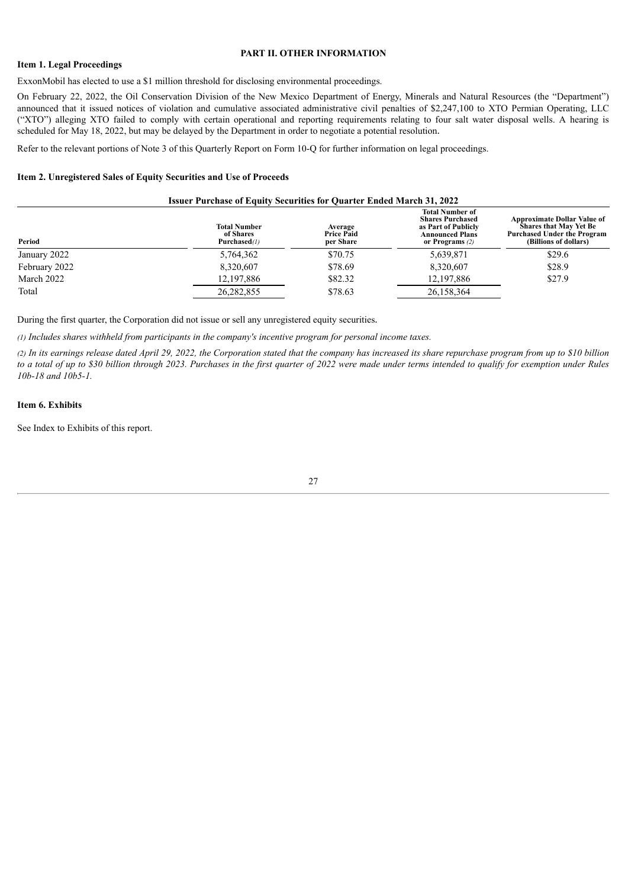## PART II. OTHER INFORMATION

### Item 1. Legal Proceedings

ExxonMobil has elected to use a $1 million threshold for disclosing environmental proceedings.

On February 22, 2022, the Oil Conservation Division of the New Mexico Department of Energy, Minerals and Natural Resources (the "Department") announced that it issued notices of violation and cumulative associated administrative civil penalties of $2,247,100 to XTO Permian Operating, LLC ("XTO") alleging XTO failed to comply with certain operational and reporting requirements relating to four salt water disposal wells. A hearing is scheduled for May 18, 2022, but may be delayed by the Department in order to negotiate a potential resolution.

Refer to the relevant portions of Note 3 of this Quarterly Report on Form 10-Q for further information on legal proceedings.

### Item 2. Unregistered Sales of Equity Securities and Use of Proceeds

**Issuer Purchase of Equity Securities for Quarter Ended March 31, 2022**

| Period | Total Number of Shares Purchased *(1)* | Average Price Paid per Share | Total Number of Shares Purchased as Part of Publicly Announced Plans or Programs *(2)* | Approximate Dollar Value of Shares that May Yet Be Purchased Under the Program (Billions of dollars) |
|---|---|---|---|---|
| January 2022 | 5,764,362 | $70.75 | 5,639,871 | $29.6 |
| February 2022 | 8,320,607 | $78.69 | 8,320,607 | $28.9 |
| March 2022 | 12,197,886 | $82.32 | 12,197,886 | $27.9 |
| Total | 26,282,855 | $78.63 | 26,158,364 | |

During the first quarter, the Corporation did not issue or sell any unregistered equity securities.

*(1) Includes shares withheld from participants in the company's incentive program for personal income taxes.*

*(2) In its earnings release dated April 29, 2022, the Corporation stated that the company has increased its share repurchase program from up to $10 billion to a total of up to $30 billion through 2023. Purchases in the first quarter of 2022 were made under terms intended to qualify for exemption under Rules 10b-18 and 10b5-1.*

### Item 6. Exhibits

See Index to Exhibits of this report.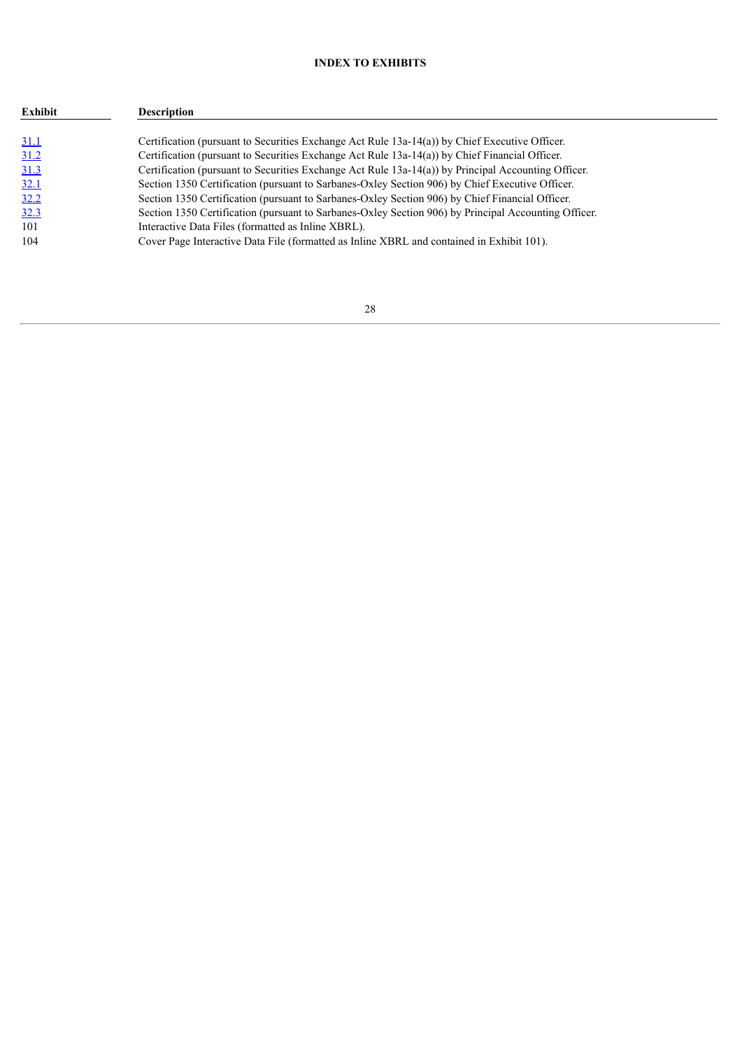## INDEX TO EXHIBITS

| Exhibit | Description |
| --- | --- |
| 31.1 | Certification (pursuant to Securities Exchange Act Rule 13a-14(a)) by Chief Executive Officer. |
| 31.2 | Certification (pursuant to Securities Exchange Act Rule 13a-14(a)) by Chief Financial Officer. |
| 31.3 | Certification (pursuant to Securities Exchange Act Rule 13a-14(a)) by Principal Accounting Officer. |
| 32.1 | Section 1350 Certification (pursuant to Sarbanes-Oxley Section 906) by Chief Executive Officer. |
| 32.2 | Section 1350 Certification (pursuant to Sarbanes-Oxley Section 906) by Chief Financial Officer. |
| 32.3 | Section 1350 Certification (pursuant to Sarbanes-Oxley Section 906) by Principal Accounting Officer. |
| 101 | Interactive Data Files (formatted as Inline XBRL). |
| 104 | Cover Page Interactive Data File (formatted as Inline XBRL and contained in Exhibit 101). |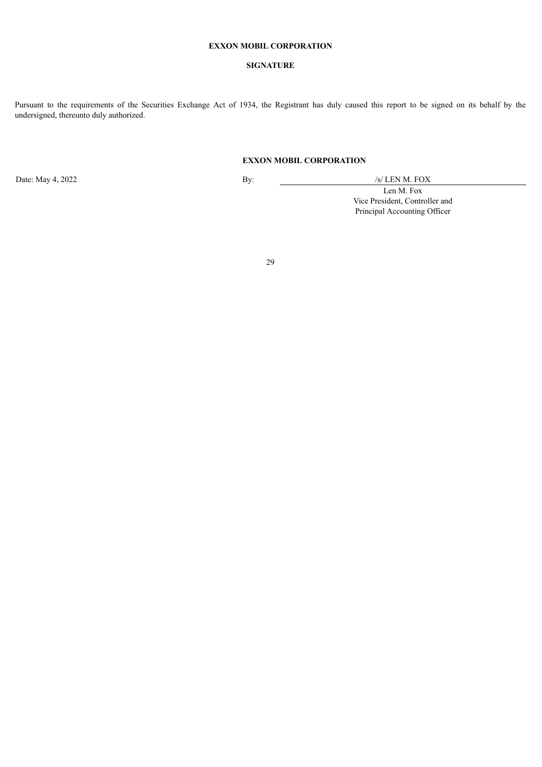**EXXON MOBIL CORPORATION**

**SIGNATURE**

Pursuant to the requirements of the Securities Exchange Act of 1934, the Registrant has duly caused this report to be signed on its behalf by the undersigned, thereunto duly authorized.

**EXXON MOBIL CORPORATION**

Date: May 4, 2022

By: /s/ LEN M. FOX

Len M. Fox
Vice President, Controller and
Principal Accounting Officer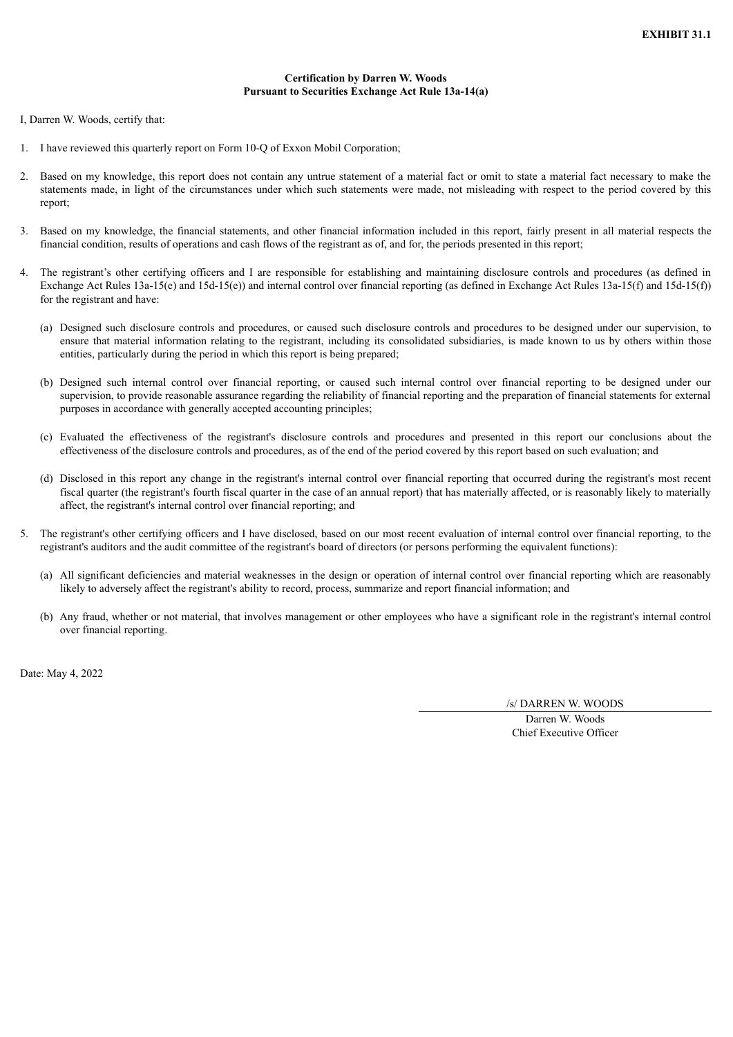**EXHIBIT 31.1**

**Certification by Darren W. Woods**
**Pursuant to Securities Exchange Act Rule 13a-14(a)**

I, Darren W. Woods, certify that:

1. I have reviewed this quarterly report on Form 10-Q of Exxon Mobil Corporation;

2. Based on my knowledge, this report does not contain any untrue statement of a material fact or omit to state a material fact necessary to make the statements made, in light of the circumstances under which such statements were made, not misleading with respect to the period covered by this report;

3. Based on my knowledge, the financial statements, and other financial information included in this report, fairly present in all material respects the financial condition, results of operations and cash flows of the registrant as of, and for, the periods presented in this report;

4. The registrant's other certifying officers and I are responsible for establishing and maintaining disclosure controls and procedures (as defined in Exchange Act Rules 13a-15(e) and 15d-15(e)) and internal control over financial reporting (as defined in Exchange Act Rules 13a-15(f) and 15d-15(f)) for the registrant and have:

   (a) Designed such disclosure controls and procedures, or caused such disclosure controls and procedures to be designed under our supervision, to ensure that material information relating to the registrant, including its consolidated subsidiaries, is made known to us by others within those entities, particularly during the period in which this report is being prepared;

   (b) Designed such internal control over financial reporting, or caused such internal control over financial reporting to be designed under our supervision, to provide reasonable assurance regarding the reliability of financial reporting and the preparation of financial statements for external purposes in accordance with generally accepted accounting principles;

   (c) Evaluated the effectiveness of the registrant's disclosure controls and procedures and presented in this report our conclusions about the effectiveness of the disclosure controls and procedures, as of the end of the period covered by this report based on such evaluation; and

   (d) Disclosed in this report any change in the registrant's internal control over financial reporting that occurred during the registrant's most recent fiscal quarter (the registrant's fourth fiscal quarter in the case of an annual report) that has materially affected, or is reasonably likely to materially affect, the registrant's internal control over financial reporting; and

5. The registrant's other certifying officers and I have disclosed, based on our most recent evaluation of internal control over financial reporting, to the registrant's auditors and the audit committee of the registrant's board of directors (or persons performing the equivalent functions):

   (a) All significant deficiencies and material weaknesses in the design or operation of internal control over financial reporting which are reasonably likely to adversely affect the registrant's ability to record, process, summarize and report financial information; and

   (b) Any fraud, whether or not material, that involves management or other employees who have a significant role in the registrant's internal control over financial reporting.

Date: May 4, 2022

/s/ DARREN W. WOODS

Darren W. Woods
Chief Executive Officer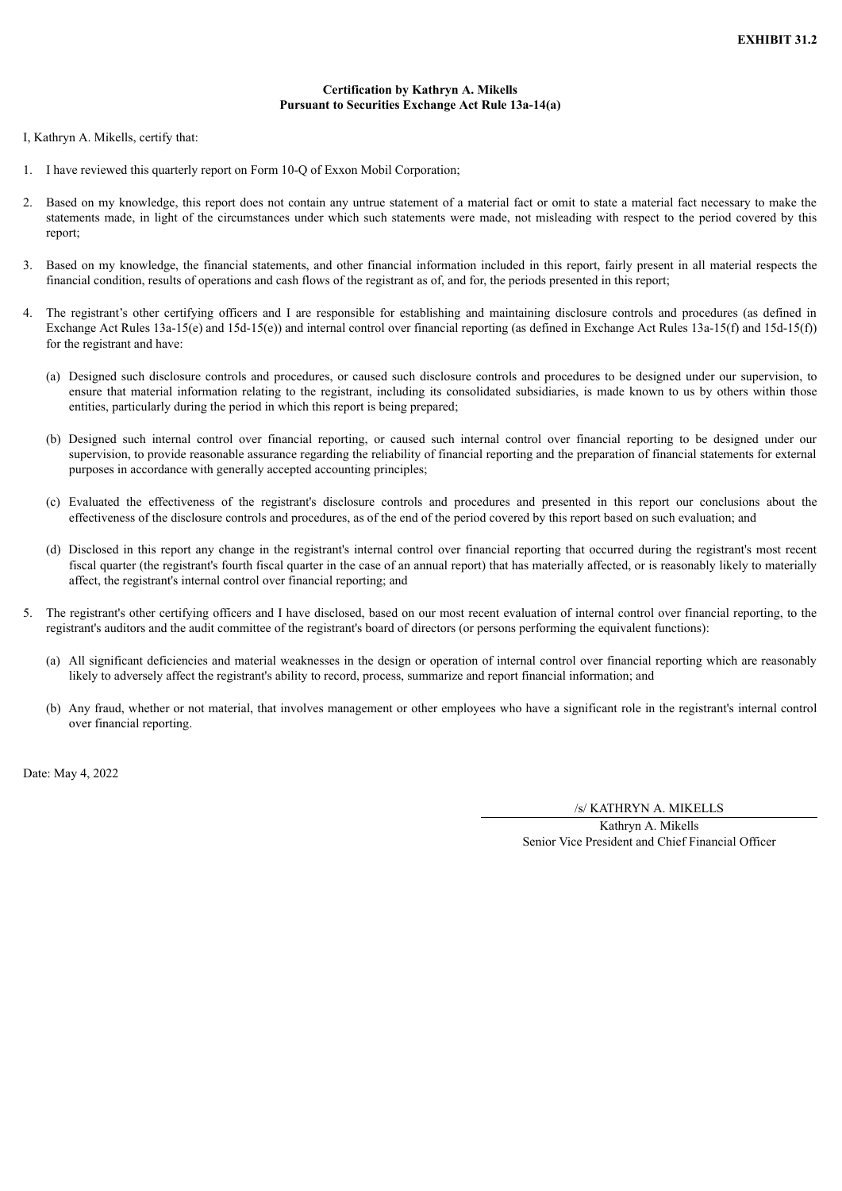**EXHIBIT 31.2**

**Certification by Kathryn A. Mikells**
**Pursuant to Securities Exchange Act Rule 13a-14(a)**

I, Kathryn A. Mikells, certify that:

1. I have reviewed this quarterly report on Form 10-Q of Exxon Mobil Corporation;

2. Based on my knowledge, this report does not contain any untrue statement of a material fact or omit to state a material fact necessary to make the statements made, in light of the circumstances under which such statements were made, not misleading with respect to the period covered by this report;

3. Based on my knowledge, the financial statements, and other financial information included in this report, fairly present in all material respects the financial condition, results of operations and cash flows of the registrant as of, and for, the periods presented in this report;

4. The registrant's other certifying officers and I are responsible for establishing and maintaining disclosure controls and procedures (as defined in Exchange Act Rules 13a-15(e) and 15d-15(e)) and internal control over financial reporting (as defined in Exchange Act Rules 13a-15(f) and 15d-15(f)) for the registrant and have:

   (a) Designed such disclosure controls and procedures, or caused such disclosure controls and procedures to be designed under our supervision, to ensure that material information relating to the registrant, including its consolidated subsidiaries, is made known to us by others within those entities, particularly during the period in which this report is being prepared;

   (b) Designed such internal control over financial reporting, or caused such internal control over financial reporting to be designed under our supervision, to provide reasonable assurance regarding the reliability of financial reporting and the preparation of financial statements for external purposes in accordance with generally accepted accounting principles;

   (c) Evaluated the effectiveness of the registrant's disclosure controls and procedures and presented in this report our conclusions about the effectiveness of the disclosure controls and procedures, as of the end of the period covered by this report based on such evaluation; and

   (d) Disclosed in this report any change in the registrant's internal control over financial reporting that occurred during the registrant's most recent fiscal quarter (the registrant's fourth fiscal quarter in the case of an annual report) that has materially affected, or is reasonably likely to materially affect, the registrant's internal control over financial reporting; and

5. The registrant's other certifying officers and I have disclosed, based on our most recent evaluation of internal control over financial reporting, to the registrant's auditors and the audit committee of the registrant's board of directors (or persons performing the equivalent functions):

   (a) All significant deficiencies and material weaknesses in the design or operation of internal control over financial reporting which are reasonably likely to adversely affect the registrant's ability to record, process, summarize and report financial information; and

   (b) Any fraud, whether or not material, that involves management or other employees who have a significant role in the registrant's internal control over financial reporting.

Date: May 4, 2022

/s/ KATHRYN A. MIKELLS

Kathryn A. Mikells
Senior Vice President and Chief Financial Officer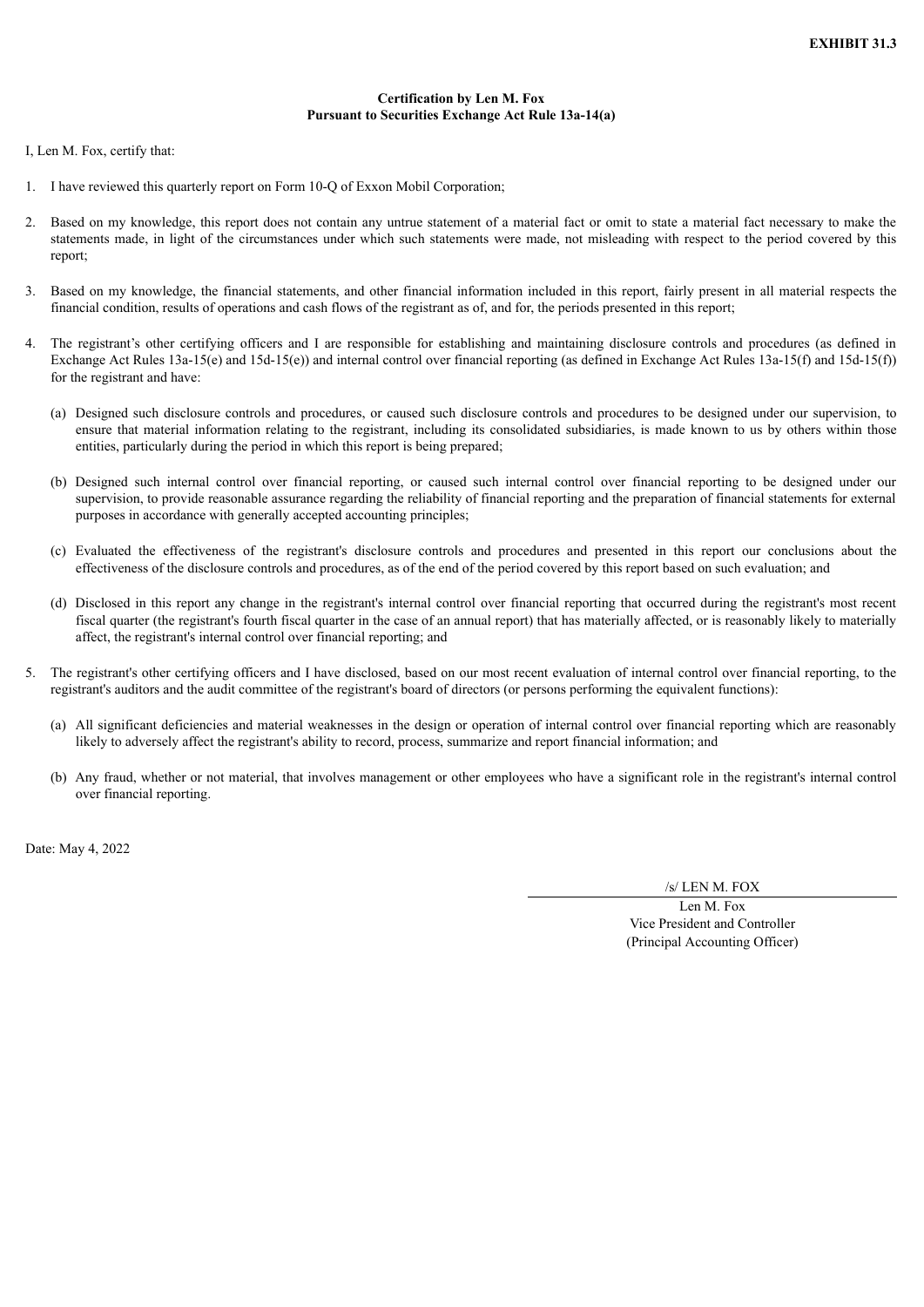**EXHIBIT 31.3**

**Certification by Len M. Fox**
**Pursuant to Securities Exchange Act Rule 13a-14(a)**

I, Len M. Fox, certify that:

1. I have reviewed this quarterly report on Form 10-Q of Exxon Mobil Corporation;

2. Based on my knowledge, this report does not contain any untrue statement of a material fact or omit to state a material fact necessary to make the statements made, in light of the circumstances under which such statements were made, not misleading with respect to the period covered by this report;

3. Based on my knowledge, the financial statements, and other financial information included in this report, fairly present in all material respects the financial condition, results of operations and cash flows of the registrant as of, and for, the periods presented in this report;

4. The registrant's other certifying officers and I are responsible for establishing and maintaining disclosure controls and procedures (as defined in Exchange Act Rules 13a-15(e) and 15d-15(e)) and internal control over financial reporting (as defined in Exchange Act Rules 13a-15(f) and 15d-15(f)) for the registrant and have:

   (a) Designed such disclosure controls and procedures, or caused such disclosure controls and procedures to be designed under our supervision, to ensure that material information relating to the registrant, including its consolidated subsidiaries, is made known to us by others within those entities, particularly during the period in which this report is being prepared;

   (b) Designed such internal control over financial reporting, or caused such internal control over financial reporting to be designed under our supervision, to provide reasonable assurance regarding the reliability of financial reporting and the preparation of financial statements for external purposes in accordance with generally accepted accounting principles;

   (c) Evaluated the effectiveness of the registrant's disclosure controls and procedures and presented in this report our conclusions about the effectiveness of the disclosure controls and procedures, as of the end of the period covered by this report based on such evaluation; and

   (d) Disclosed in this report any change in the registrant's internal control over financial reporting that occurred during the registrant's most recent fiscal quarter (the registrant's fourth fiscal quarter in the case of an annual report) that has materially affected, or is reasonably likely to materially affect, the registrant's internal control over financial reporting; and

5. The registrant's other certifying officers and I have disclosed, based on our most recent evaluation of internal control over financial reporting, to the registrant's auditors and the audit committee of the registrant's board of directors (or persons performing the equivalent functions):

   (a) All significant deficiencies and material weaknesses in the design or operation of internal control over financial reporting which are reasonably likely to adversely affect the registrant's ability to record, process, summarize and report financial information; and

   (b) Any fraud, whether or not material, that involves management or other employees who have a significant role in the registrant's internal control over financial reporting.

Date: May 4, 2022

/s/ LEN M. FOX

Len M. Fox
Vice President and Controller
(Principal Accounting Officer)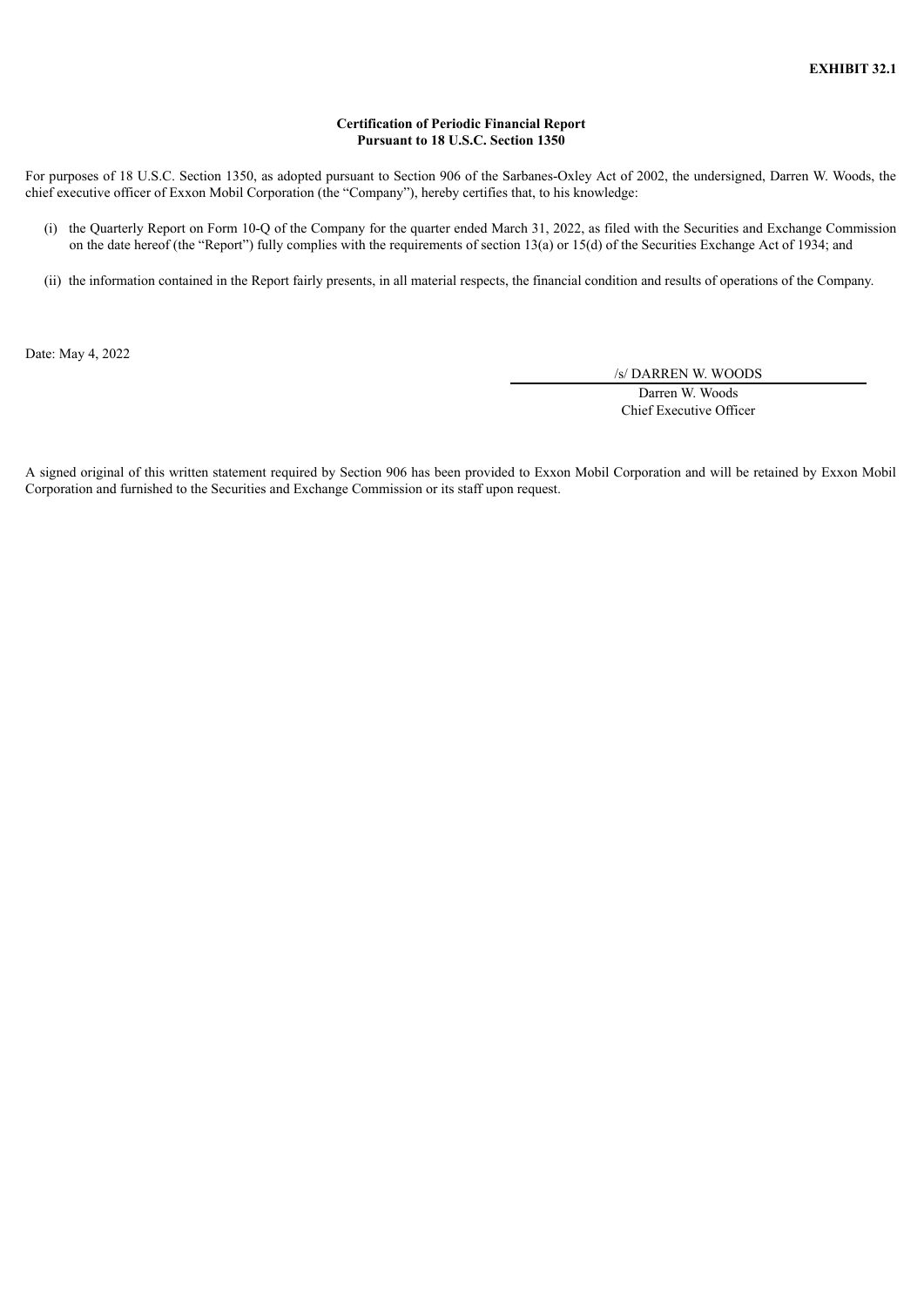**EXHIBIT 32.1**

**Certification of Periodic Financial Report**
**Pursuant to 18 U.S.C. Section 1350**

For purposes of 18 U.S.C. Section 1350, as adopted pursuant to Section 906 of the Sarbanes-Oxley Act of 2002, the undersigned, Darren W. Woods, the chief executive officer of Exxon Mobil Corporation (the "Company"), hereby certifies that, to his knowledge:

(i) the Quarterly Report on Form 10-Q of the Company for the quarter ended March 31, 2022, as filed with the Securities and Exchange Commission on the date hereof (the "Report") fully complies with the requirements of section 13(a) or 15(d) of the Securities Exchange Act of 1934; and

(ii) the information contained in the Report fairly presents, in all material respects, the financial condition and results of operations of the Company.

Date: May 4, 2022

/s/ DARREN W. WOODS

Darren W. Woods
Chief Executive Officer

A signed original of this written statement required by Section 906 has been provided to Exxon Mobil Corporation and will be retained by Exxon Mobil Corporation and furnished to the Securities and Exchange Commission or its staff upon request.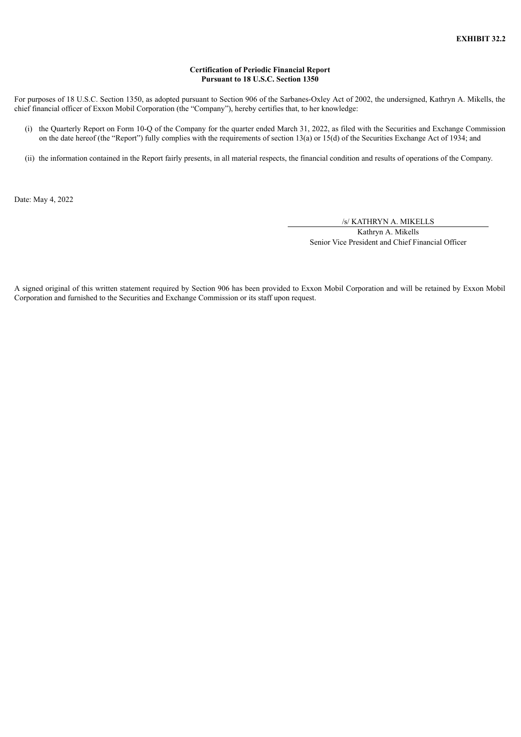**EXHIBIT 32.2**

**Certification of Periodic Financial Report**
**Pursuant to 18 U.S.C. Section 1350**

For purposes of 18 U.S.C. Section 1350, as adopted pursuant to Section 906 of the Sarbanes-Oxley Act of 2002, the undersigned, Kathryn A. Mikells, the chief financial officer of Exxon Mobil Corporation (the "Company"), hereby certifies that, to her knowledge:

(i) the Quarterly Report on Form 10-Q of the Company for the quarter ended March 31, 2022, as filed with the Securities and Exchange Commission on the date hereof (the "Report") fully complies with the requirements of section 13(a) or 15(d) of the Securities Exchange Act of 1934; and

(ii) the information contained in the Report fairly presents, in all material respects, the financial condition and results of operations of the Company.

Date: May 4, 2022

/s/ KATHRYN A. MIKELLS
Kathryn A. Mikells
Senior Vice President and Chief Financial Officer

A signed original of this written statement required by Section 906 has been provided to Exxon Mobil Corporation and will be retained by Exxon Mobil Corporation and furnished to the Securities and Exchange Commission or its staff upon request.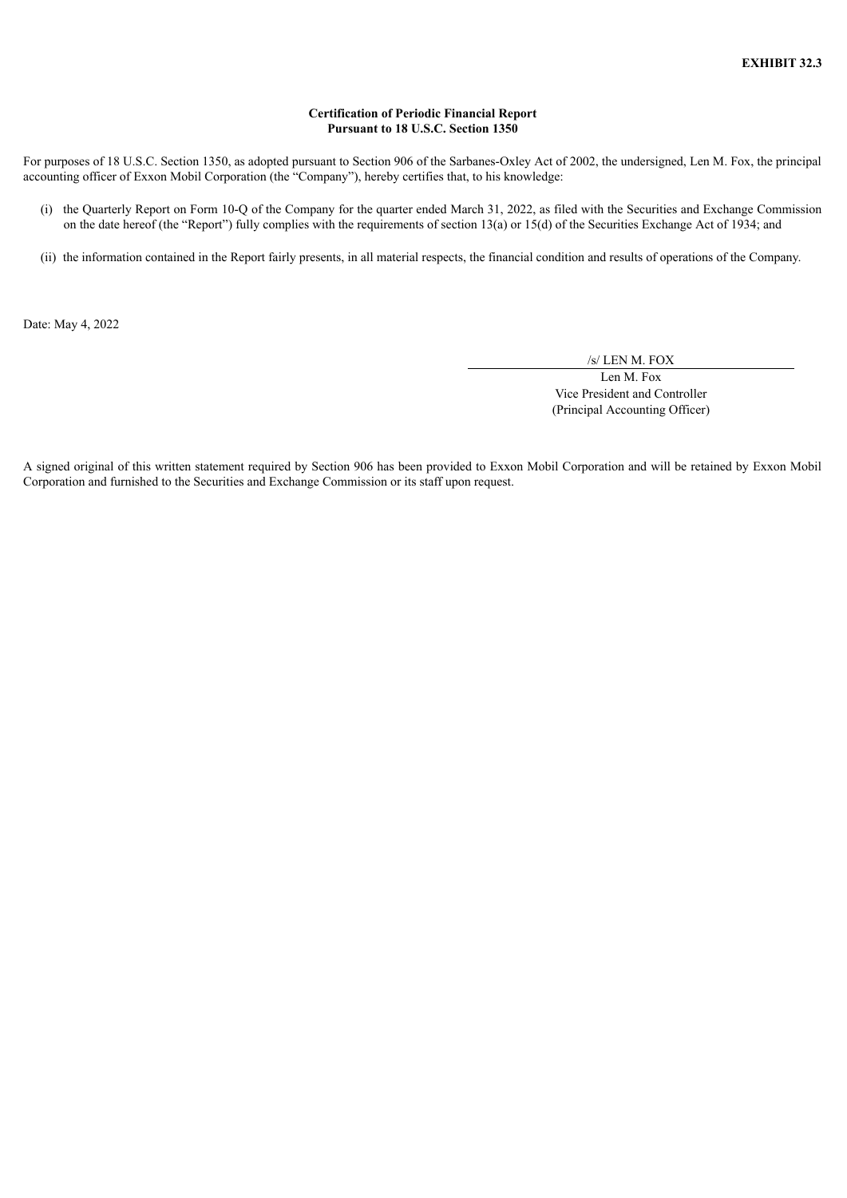**EXHIBIT 32.3**

**Certification of Periodic Financial Report**
**Pursuant to 18 U.S.C. Section 1350**

For purposes of 18 U.S.C. Section 1350, as adopted pursuant to Section 906 of the Sarbanes-Oxley Act of 2002, the undersigned, Len M. Fox, the principal accounting officer of Exxon Mobil Corporation (the "Company"), hereby certifies that, to his knowledge:

(i) the Quarterly Report on Form 10-Q of the Company for the quarter ended March 31, 2022, as filed with the Securities and Exchange Commission on the date hereof (the "Report") fully complies with the requirements of section 13(a) or 15(d) of the Securities Exchange Act of 1934; and

(ii) the information contained in the Report fairly presents, in all material respects, the financial condition and results of operations of the Company.

Date: May 4, 2022

/s/ LEN M. FOX

Len M. Fox
Vice President and Controller
(Principal Accounting Officer)

A signed original of this written statement required by Section 906 has been provided to Exxon Mobil Corporation and will be retained by Exxon Mobil Corporation and furnished to the Securities and Exchange Commission or its staff upon request.